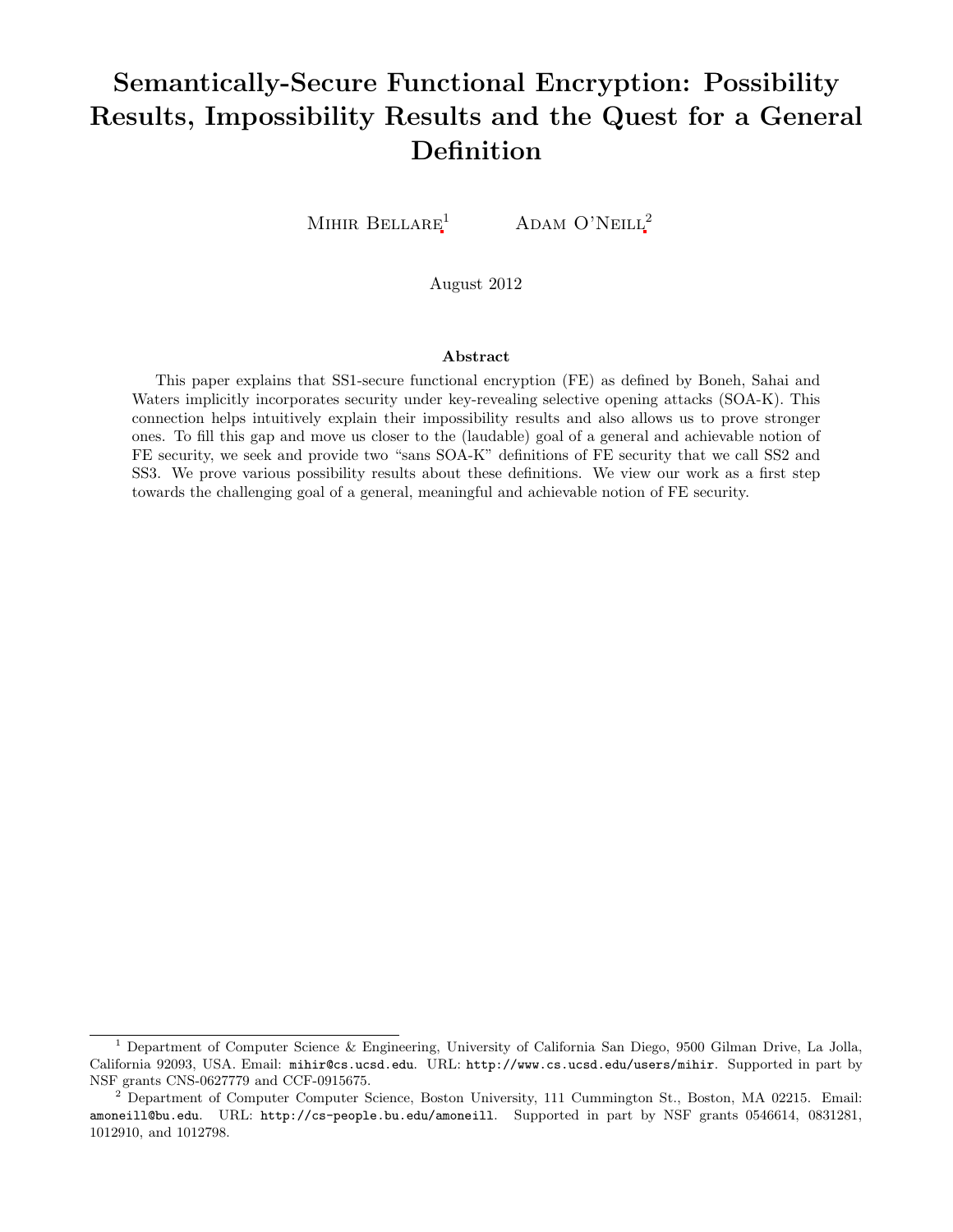# Semantically-Secure Functional Encryption: Possibility Results, Impossibility Results and the Quest for a General Definition

Mihir Bellare[1] Adam O'Neill[2]

August 2012

## Abstract

This paper explains that SS1-secure functional encryption (FE) as defined by Boneh, Sahai and Waters implicitly incorporates security under key-revealing selective opening attacks (SOA-K). This connection helps intuitively explain their impossibility results and also allows us to prove stronger ones. To fill this gap and move us closer to the (laudable) goal of a general and achievable notion of FE security, we seek and provide two "sans SOA-K" definitions of FE security that we call SS2 and SS3. We prove various possibility results about these definitions. We view our work as a first step towards the challenging goal of a general, meaningful and achievable notion of FE security.

---

[1] Department of Computer Science & Engineering, University of California San Diego, 9500 Gilman Drive, La Jolla, California 92093, USA. Email: mihir@cs.ucsd.edu. URL: http://www.cs.ucsd.edu/users/mihir. Supported in part by NSF grants CNS-0627779 and CCF-0915675.

[2] Department of Computer Computer Science, Boston University, 111 Cummington St., Boston, MA 02215. Email: amoneill@bu.edu. URL: http://cs-people.bu.edu/amoneill. Supported in part by NSF grants 0546614, 0831281, 1012910, and 1012798.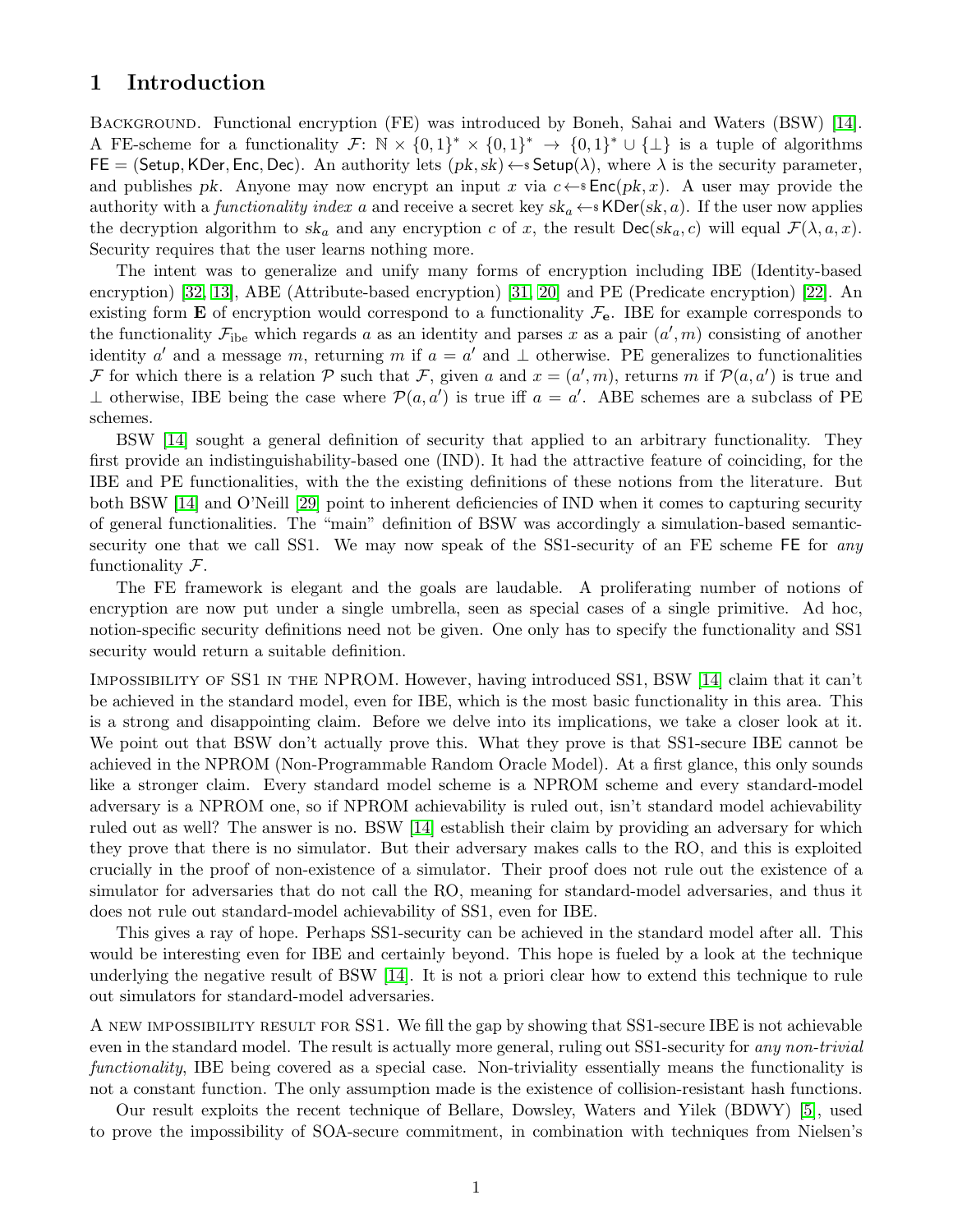# 1 Introduction

Background. Functional encryption (FE) was introduced by Boneh, Sahai and Waters (BSW) [14]. A FE-scheme for a functionality $\mathcal{F}$: $\mathbb{N} \times \{0,1\}^* \times \{0,1\}^* \rightarrow \{0,1\}^* \cup \{\perp\}$ is a tuple of algorithms $\mathsf{FE} = (\mathsf{Setup}, \mathsf{KDer}, \mathsf{Enc}, \mathsf{Dec})$. An authority lets $(pk, sk) \leftarrow\$\, \mathsf{Setup}(\lambda)$, where $\lambda$ is the security parameter, and publishes $pk$. Anyone may now encrypt an input $x$ via $c \leftarrow\$\, \mathsf{Enc}(pk, x)$. A user may provide the authority with a *functionality index* $a$ and receive a secret key $sk_a \leftarrow\$\, \mathsf{KDer}(sk, a)$. If the user now applies the decryption algorithm to $sk_a$ and any encryption $c$ of $x$, the result $\mathsf{Dec}(sk_a, c)$ will equal $\mathcal{F}(\lambda, a, x)$. Security requires that the user learns nothing more.

The intent was to generalize and unify many forms of encryption including IBE (Identity-based encryption) [32, 13], ABE (Attribute-based encryption) [31, 20] and PE (Predicate encryption) [22]. An existing form $\mathbf{E}$ of encryption would correspond to a functionality $\mathcal{F}_{\mathsf{e}}$. IBE for example corresponds to the functionality $\mathcal{F}_{\text{ibe}}$ which regards $a$ as an identity and parses $x$ as a pair $(a', m)$ consisting of another identity $a'$ and a message $m$, returning $m$ if $a = a'$ and $\perp$ otherwise. PE generalizes to functionalities $\mathcal{F}$ for which there is a relation $\mathcal{P}$ such that $\mathcal{F}$, given $a$ and $x = (a', m)$, returns $m$ if $\mathcal{P}(a, a')$ is true and $\perp$ otherwise, IBE being the case where $\mathcal{P}(a, a')$ is true iff $a = a'$. ABE schemes are a subclass of PE schemes.

BSW [14] sought a general definition of security that applied to an arbitrary functionality. They first provide an indistinguishability-based one (IND). It had the attractive feature of coinciding, for the IBE and PE functionalities, with the the existing definitions of these notions from the literature. But both BSW [14] and O'Neill [29] point to inherent deficiencies of IND when it comes to capturing security of general functionalities. The "main" definition of BSW was accordingly a simulation-based semantic-security one that we call SS1. We may now speak of the SS1-security of an FE scheme $\mathsf{FE}$ for *any* functionality $\mathcal{F}$.

The FE framework is elegant and the goals are laudable. A proliferating number of notions of encryption are now put under a single umbrella, seen as special cases of a single primitive. Ad hoc, notion-specific security definitions need not be given. One only has to specify the functionality and SS1 security would return a suitable definition.

Impossibility of SS1 in the NPROM. However, having introduced SS1, BSW [14] claim that it can't be achieved in the standard model, even for IBE, which is the most basic functionality in this area. This is a strong and disappointing claim. Before we delve into its implications, we take a closer look at it. We point out that BSW don't actually prove this. What they prove is that SS1-secure IBE cannot be achieved in the NPROM (Non-Programmable Random Oracle Model). At a first glance, this only sounds like a stronger claim. Every standard model scheme is a NPROM scheme and every standard-model adversary is a NPROM one, so if NPROM achievability is ruled out, isn't standard model achievability ruled out as well? The answer is no. BSW [14] establish their claim by providing an adversary for which they prove that there is no simulator. But their adversary makes calls to the RO, and this is exploited crucially in the proof of non-existence of a simulator. Their proof does not rule out the existence of a simulator for adversaries that do not call the RO, meaning for standard-model adversaries, and thus it does not rule out standard-model achievability of SS1, even for IBE.

This gives a ray of hope. Perhaps SS1-security can be achieved in the standard model after all. This would be interesting even for IBE and certainly beyond. This hope is fueled by a look at the technique underlying the negative result of BSW [14]. It is not a priori clear how to extend this technique to rule out simulators for standard-model adversaries.

A new impossibility result for SS1. We fill the gap by showing that SS1-secure IBE is not achievable even in the standard model. The result is actually more general, ruling out SS1-security for *any non-trivial functionality*, IBE being covered as a special case. Non-triviality essentially means the functionality is not a constant function. The only assumption made is the existence of collision-resistant hash functions.

Our result exploits the recent technique of Bellare, Dowsley, Waters and Yilek (BDWY) [5], used to prove the impossibility of SOA-secure commitment, in combination with techniques from Nielsen's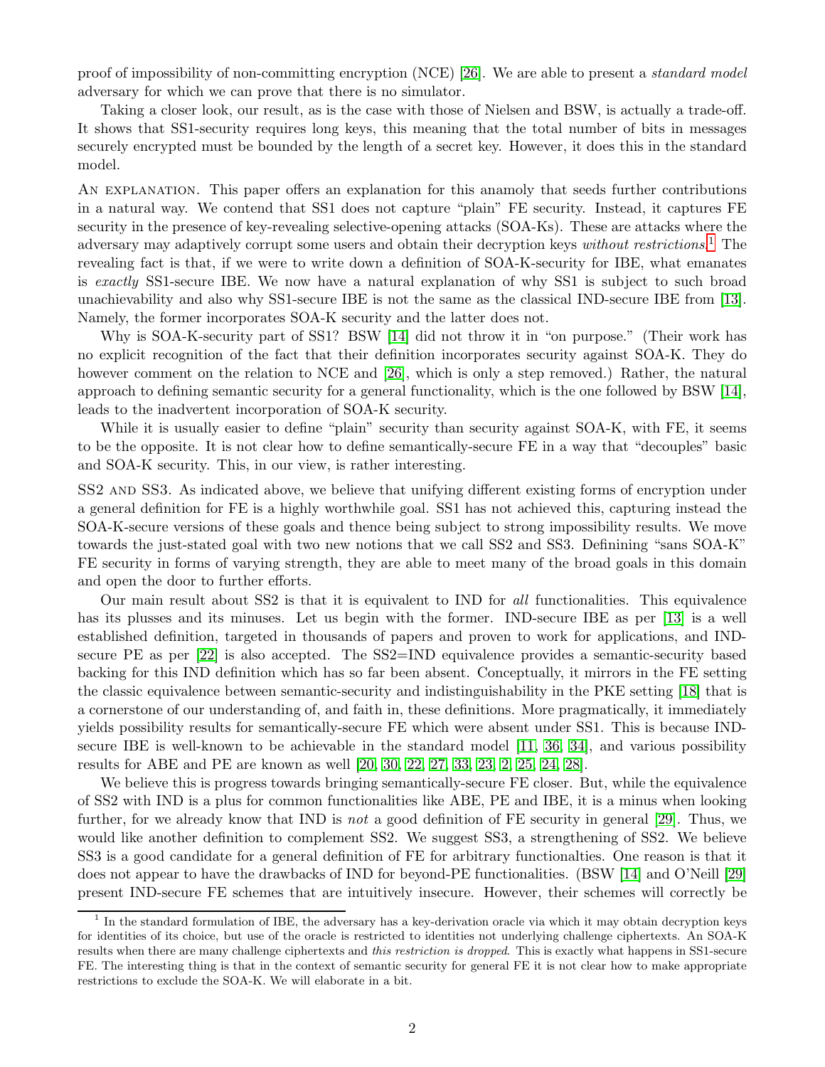proof of impossibility of non-committing encryption (NCE) [26]. We are able to present a *standard model* adversary for which we can prove that there is no simulator.

Taking a closer look, our result, as is the case with those of Nielsen and BSW, is actually a trade-off. It shows that SS1-security requires long keys, this meaning that the total number of bits in messages securely encrypted must be bounded by the length of a secret key. However, it does this in the standard model.

An explanation. This paper offers an explanation for this anamoly that seeds further contributions in a natural way. We contend that SS1 does not capture "plain" FE security. Instead, it captures FE security in the presence of key-revealing selective-opening attacks (SOA-Ks). These are attacks where the adversary may adaptively corrupt some users and obtain their decryption keys *without restrictions*.[1] The revealing fact is that, if we were to write down a definition of SOA-K-security for IBE, what emanates is *exactly* SS1-secure IBE. We now have a natural explanation of why SS1 is subject to such broad unachievability and also why SS1-secure IBE is not the same as the classical IND-secure IBE from [13]. Namely, the former incorporates SOA-K security and the latter does not.

Why is SOA-K-security part of SS1? BSW [14] did not throw it in "on purpose." (Their work has no explicit recognition of the fact that their definition incorporates security against SOA-K. They do however comment on the relation to NCE and [26], which is only a step removed.) Rather, the natural approach to defining semantic security for a general functionality, which is the one followed by BSW [14], leads to the inadvertent incorporation of SOA-K security.

While it is usually easier to define "plain" security than security against SOA-K, with FE, it seems to be the opposite. It is not clear how to define semantically-secure FE in a way that "decouples" basic and SOA-K security. This, in our view, is rather interesting.

SS2 and SS3. As indicated above, we believe that unifying different existing forms of encryption under a general definition for FE is a highly worthwhile goal. SS1 has not achieved this, capturing instead the SOA-K-secure versions of these goals and thence being subject to strong impossibility results. We move towards the just-stated goal with two new notions that we call SS2 and SS3. Defininig "sans SOA-K" FE security in forms of varying strength, they are able to meet many of the broad goals in this domain and open the door to further efforts.

Our main result about SS2 is that it is equivalent to IND for *all* functionalities. This equivalence has its plusses and its minuses. Let us begin with the former. IND-secure IBE as per [13] is a well established definition, targeted in thousands of papers and proven to work for applications, and IND-secure PE as per [22] is also accepted. The SS2=IND equivalence provides a semantic-security based backing for this IND definition which has so far been absent. Conceptually, it mirrors in the FE setting the classic equivalence between semantic-security and indistinguishability in the PKE setting [18] that is a cornerstone of our understanding of, and faith in, these definitions. More pragmatically, it immediately yields possibility results for semantically-secure FE which were absent under SS1. This is because IND-secure IBE is well-known to be achievable in the standard model [11, 36, 34], and various possibility results for ABE and PE are known as well [20, 30, 22, 27, 33, 23, 2, 25, 24, 28].

We believe this is progress towards bringing semantically-secure FE closer. But, while the equivalence of SS2 with IND is a plus for common functionalities like ABE, PE and IBE, it is a minus when looking further, for we already know that IND is *not* a good definition of FE security in general [29]. Thus, we would like another definition to complement SS2. We suggest SS3, a strengthening of SS2. We believe SS3 is a good candidate for a general definition of FE for arbitrary functionalties. One reason is that it does not appear to have the drawbacks of IND for beyond-PE functionalities. (BSW [14] and O'Neill [29] present IND-secure FE schemes that are intuitively insecure. However, their schemes will correctly be

[1] In the standard formulation of IBE, the adversary has a key-derivation oracle via which it may obtain decryption keys for identities of its choice, but use of the oracle is restricted to identities not underlying challenge ciphertexts. An SOA-K results when there are many challenge ciphertexts and *this restriction is dropped*. This is exactly what happens in SS1-secure FE. The interesting thing is that in the context of semantic security for general FE it is not clear how to make appropriate restrictions to exclude the SOA-K. We will elaborate in a bit.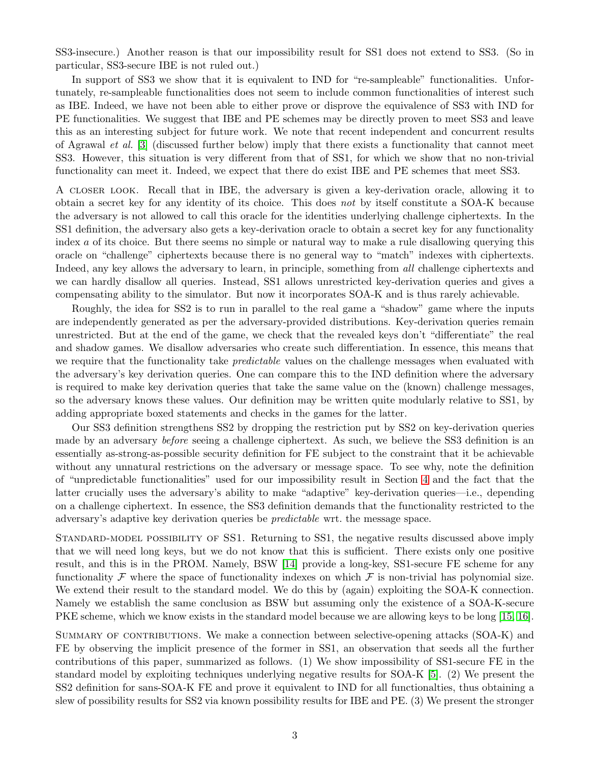SS3-insecure.) Another reason is that our impossibility result for SS1 does not extend to SS3. (So in particular, SS3-secure IBE is not ruled out.)

In support of SS3 we show that it is equivalent to IND for "re-sampleable" functionalities. Unfortunately, re-sampleable functionalities does not seem to include common functionalities of interest such as IBE. Indeed, we have not been able to either prove or disprove the equivalence of SS3 with IND for PE functionalities. We suggest that IBE and PE schemes may be directly proven to meet SS3 and leave this as an interesting subject for future work. We note that recent independent and concurrent results of Agrawal *et al.* [3] (discussed further below) imply that there exists a functionality that cannot meet SS3. However, this situation is very different from that of SS1, for which we show that no non-trivial functionality can meet it. Indeed, we expect that there do exist IBE and PE schemes that meet SS3.

A CLOSER LOOK. Recall that in IBE, the adversary is given a key-derivation oracle, allowing it to obtain a secret key for any identity of its choice. This does *not* by itself constitute a SOA-K because the adversary is not allowed to call this oracle for the identities underlying challenge ciphertexts. In the SS1 definition, the adversary also gets a key-derivation oracle to obtain a secret key for any functionality index $a$ of its choice. But there seems no simple or natural way to make a rule disallowing querying this oracle on "challenge" ciphertexts because there is no general way to "match" indexes with ciphertexts. Indeed, any key allows the adversary to learn, in principle, something from *all* challenge ciphertexts and we can hardly disallow all queries. Instead, SS1 allows unrestricted key-derivation queries and gives a compensating ability to the simulator. But now it incorporates SOA-K and is thus rarely achievable.

Roughly, the idea for SS2 is to run in parallel to the real game a "shadow" game where the inputs are independently generated as per the adversary-provided distributions. Key-derivation queries remain unrestricted. But at the end of the game, we check that the revealed keys don't "differentiate" the real and shadow games. We disallow adversaries who create such differentiation. In essence, this means that we require that the functionality take *predictable* values on the challenge messages when evaluated with the adversary's key derivation queries. One can compare this to the IND definition where the adversary is required to make key derivation queries that take the same value on the (known) challenge messages, so the adversary knows these values. Our definition may be written quite modularly relative to SS1, by adding appropriate boxed statements and checks in the games for the latter.

Our SS3 definition strengthens SS2 by dropping the restriction put by SS2 on key-derivation queries made by an adversary *before* seeing a challenge ciphertext. As such, we believe the SS3 definition is an essentially as-strong-as-possible security definition for FE subject to the constraint that it be achievable without any unnatural restrictions on the adversary or message space. To see why, note the definition of "unpredictable functionalities" used for our impossibility result in Section 4 and the fact that the latter crucially uses the adversary's ability to make "adaptive" key-derivation queries—i.e., depending on a challenge ciphertext. In essence, the SS3 definition demands that the functionality restricted to the adversary's adaptive key derivation queries be *predictable* wrt. the message space.

STANDARD-MODEL POSSIBILITY OF SS1. Returning to SS1, the negative results discussed above imply that we will need long keys, but we do not know that this is sufficient. There exists only one positive result, and this is in the PROM. Namely, BSW [14] provide a long-key, SS1-secure FE scheme for any functionality $\mathcal{F}$ where the space of functionality indexes on which $\mathcal{F}$ is non-trivial has polynomial size. We extend their result to the standard model. We do this by (again) exploiting the SOA-K connection. Namely we establish the same conclusion as BSW but assuming only the existence of a SOA-K-secure PKE scheme, which we know exists in the standard model because we are allowing keys to be long [15, 16].

SUMMARY OF CONTRIBUTIONS. We make a connection between selective-opening attacks (SOA-K) and FE by observing the implicit presence of the former in SS1, an observation that seeds all the further contributions of this paper, summarized as follows. (1) We show impossibility of SS1-secure FE in the standard model by exploiting techniques underlying negative results for SOA-K [5]. (2) We present the SS2 definition for sans-SOA-K FE and prove it equivalent to IND for all functionalties, thus obtaining a slew of possibility results for SS2 via known possibility results for IBE and PE. (3) We present the stronger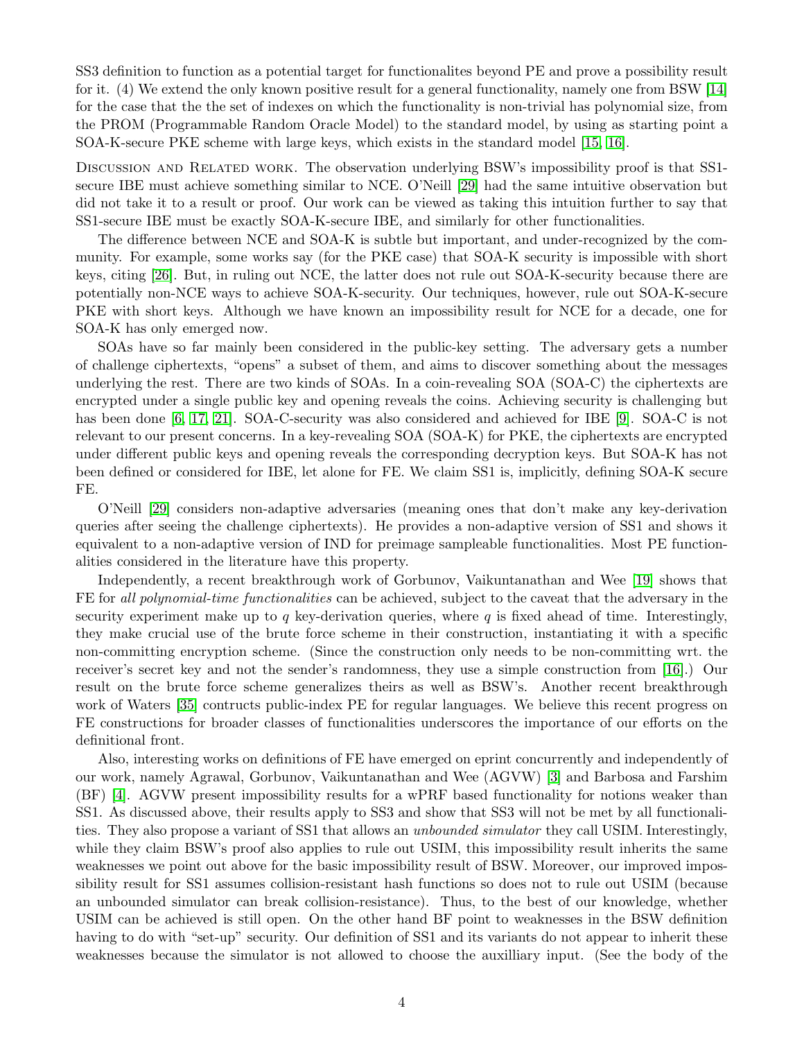SS3 definition to function as a potential target for functionalites beyond PE and prove a possibility result for it. (4) We extend the only known positive result for a general functionality, namely one from BSW [14] for the case that the the set of indexes on which the functionality is non-trivial has polynomial size, from the PROM (Programmable Random Oracle Model) to the standard model, by using as starting point a SOA-K-secure PKE scheme with large keys, which exists in the standard model [15, 16].

Discussion and Related work. The observation underlying BSW's impossibility proof is that SS1-secure IBE must achieve something similar to NCE. O'Neill [29] had the same intuitive observation but did not take it to a result or proof. Our work can be viewed as taking this intuition further to say that SS1-secure IBE must be exactly SOA-K-secure IBE, and similarly for other functionalities.

The difference between NCE and SOA-K is subtle but important, and under-recognized by the community. For example, some works say (for the PKE case) that SOA-K security is impossible with short keys, citing [26]. But, in ruling out NCE, the latter does not rule out SOA-K-security because there are potentially non-NCE ways to achieve SOA-K-security. Our techniques, however, rule out SOA-K-secure PKE with short keys. Although we have known an impossibility result for NCE for a decade, one for SOA-K has only emerged now.

SOAs have so far mainly been considered in the public-key setting. The adversary gets a number of challenge ciphertexts, "opens" a subset of them, and aims to discover something about the messages underlying the rest. There are two kinds of SOAs. In a coin-revealing SOA (SOA-C) the ciphertexts are encrypted under a single public key and opening reveals the coins. Achieving security is challenging but has been done [6, 17, 21]. SOA-C-security was also considered and achieved for IBE [9]. SOA-C is not relevant to our present concerns. In a key-revealing SOA (SOA-K) for PKE, the ciphertexts are encrypted under different public keys and opening reveals the corresponding decryption keys. But SOA-K has not been defined or considered for IBE, let alone for FE. We claim SS1 is, implicitly, defining SOA-K secure FE.

O'Neill [29] considers non-adaptive adversaries (meaning ones that don't make any key-derivation queries after seeing the challenge ciphertexts). He provides a non-adaptive version of SS1 and shows it equivalent to a non-adaptive version of IND for preimage sampleable functionalities. Most PE functionalities considered in the literature have this property.

Independently, a recent breakthrough work of Gorbunov, Vaikuntanathan and Wee [19] shows that FE for *all polynomial-time functionalities* can be achieved, subject to the caveat that the adversary in the security experiment make up to $q$ key-derivation queries, where $q$ is fixed ahead of time. Interestingly, they make crucial use of the brute force scheme in their construction, instantiating it with a specific non-committing encryption scheme. (Since the construction only needs to be non-committing wrt. the receiver's secret key and not the sender's randomness, they use a simple construction from [16].) Our result on the brute force scheme generalizes theirs as well as BSW's. Another recent breakthrough work of Waters [35] contructs public-index PE for regular languages. We believe this recent progress on FE constructions for broader classes of functionalities underscores the importance of our efforts on the definitional front.

Also, interesting works on definitions of FE have emerged on eprint concurrently and independently of our work, namely Agrawal, Gorbunov, Vaikuntanathan and Wee (AGVW) [3] and Barbosa and Farshim (BF) [4]. AGVW present impossibility results for a wPRF based functionality for notions weaker than SS1. As discussed above, their results apply to SS3 and show that SS3 will not be met by all functionalities. They also propose a variant of SS1 that allows an *unbounded simulator* they call USIM. Interestingly, while they claim BSW's proof also applies to rule out USIM, this impossibility result inherits the same weaknesses we point out above for the basic impossibility result of BSW. Moreover, our improved impossibility result for SS1 assumes collision-resistant hash functions so does not to rule out USIM (because an unbounded simulator can break collision-resistance). Thus, to the best of our knowledge, whether USIM can be achieved is still open. On the other hand BF point to weaknesses in the BSW definition having to do with "set-up" security. Our definition of SS1 and its variants do not appear to inherit these weaknesses because the simulator is not allowed to choose the auxilliary input. (See the body of the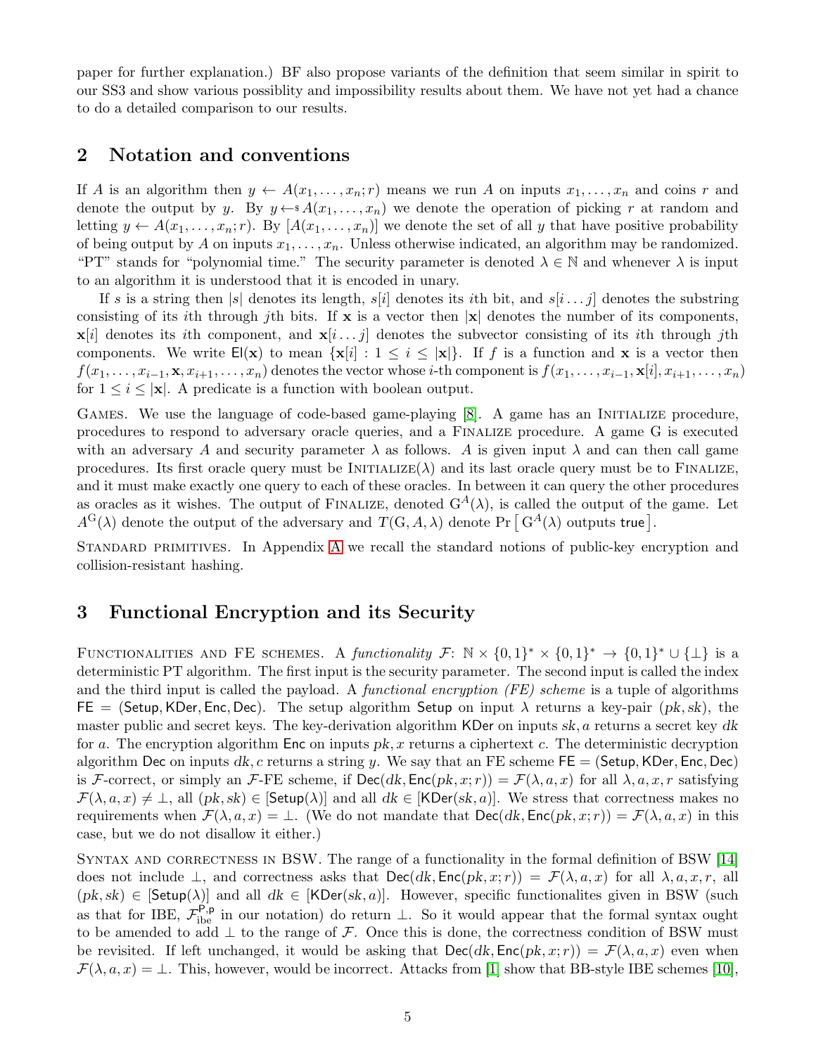paper for further explanation.) BF also propose variants of the definition that seem similar in spirit to our SS3 and show various possiblity and impossibility results about them. We have not yet had a chance to do a detailed comparison to our results.

## 2 Notation and conventions

If $A$ is an algorithm then $y \leftarrow A(x_1, \ldots, x_n; r)$ means we run $A$ on inputs $x_1, \ldots, x_n$ and coins $r$ and denote the output by $y$. By $y \leftarrow\$ A(x_1, \ldots, x_n)$ we denote the operation of picking $r$ at random and letting $y \leftarrow A(x_1, \ldots, x_n; r)$. By $[A(x_1, \ldots, x_n)]$ we denote the set of all $y$ that have positive probability of being output by $A$ on inputs $x_1, \ldots, x_n$. Unless otherwise indicated, an algorithm may be randomized. "PT" stands for "polynomial time." The security parameter is denoted $\lambda \in \mathbb{N}$ and whenever $\lambda$ is input to an algorithm it is understood that it is encoded in unary.

If $s$ is a string then $|s|$ denotes its length, $s[i]$ denotes its $i$th bit, and $s[i \ldots j]$ denotes the substring consisting of its $i$th through $j$th bits. If $\mathbf{x}$ is a vector then $|\mathbf{x}|$ denotes the number of its components, $\mathbf{x}[i]$ denotes its $i$th component, and $\mathbf{x}[i \ldots j]$ denotes the subvector consisting of its $i$th through $j$th components. We write $\mathsf{El}(\mathbf{x})$ to mean $\{\mathbf{x}[i] : 1 \leq i \leq |\mathbf{x}|\}$. If $f$ is a function and $\mathbf{x}$ is a vector then $f(x_1, \ldots, x_{i-1}, \mathbf{x}, x_{i+1}, \ldots, x_n)$ denotes the vector whose $i$-th component is $f(x_1, \ldots, x_{i-1}, \mathbf{x}[i], x_{i+1}, \ldots, x_n)$ for $1 \leq i \leq |\mathbf{x}|$. A predicate is a function with boolean output.

GAMES. We use the language of code-based game-playing [8]. A game has an INITIALIZE procedure, procedures to respond to adversary oracle queries, and a FINALIZE procedure. A game G is executed with an adversary $A$ and security parameter $\lambda$ as follows. $A$ is given input $\lambda$ and can then call game procedures. Its first oracle query must be INITIALIZE($\lambda$) and its last oracle query must be to FINALIZE, and it must make exactly one query to each of these oracles. In between it can query the other procedures as oracles as it wishes. The output of FINALIZE, denoted $\mathrm{G}^A(\lambda)$, is called the output of the game. Let $A^{\mathrm{G}}(\lambda)$ denote the output of the adversary and $T(\mathrm{G}, A, \lambda)$ denote $\Pr\left[\, \mathrm{G}^A(\lambda) \text{ outputs } \mathsf{true} \,\right]$.

STANDARD PRIMITIVES. In Appendix A we recall the standard notions of public-key encryption and collision-resistant hashing.

## 3 Functional Encryption and its Security

FUNCTIONALITIES AND FE SCHEMES. A *functionality* $\mathcal{F}$: $\mathbb{N} \times \{0,1\}^* \times \{0,1\}^* \to \{0,1\}^* \cup \{\perp\}$ is a deterministic PT algorithm. The first input is the security parameter. The second input is called the index and the third input is called the payload. A *functional encryption (FE) scheme* is a tuple of algorithms $\mathsf{FE} = (\mathsf{Setup}, \mathsf{KDer}, \mathsf{Enc}, \mathsf{Dec})$. The setup algorithm $\mathsf{Setup}$ on input $\lambda$ returns a key-pair $(pk, sk)$, the master public and secret keys. The key-derivation algorithm $\mathsf{KDer}$ on inputs $sk, a$ returns a secret key $dk$ for $a$. The encryption algorithm $\mathsf{Enc}$ on inputs $pk, x$ returns a ciphertext $c$. The deterministic decryption algorithm $\mathsf{Dec}$ on inputs $dk, c$ returns a string $y$. We say that an FE scheme $\mathsf{FE} = (\mathsf{Setup}, \mathsf{KDer}, \mathsf{Enc}, \mathsf{Dec})$ is $\mathcal{F}$-correct, or simply an $\mathcal{F}$-FE scheme, if $\mathsf{Dec}(dk, \mathsf{Enc}(pk, x; r)) = \mathcal{F}(\lambda, a, x)$ for all $\lambda, a, x, r$ satisfying $\mathcal{F}(\lambda, a, x) \neq \perp$, all $(pk, sk) \in [\mathsf{Setup}(\lambda)]$ and all $dk \in [\mathsf{KDer}(sk, a)]$. We stress that correctness makes no requirements when $\mathcal{F}(\lambda, a, x) = \perp$. (We do not mandate that $\mathsf{Dec}(dk, \mathsf{Enc}(pk, x; r)) = \mathcal{F}(\lambda, a, x)$ in this case, but we do not disallow it either.)

SYNTAX AND CORRECTNESS IN BSW. The range of a functionality in the formal definition of BSW [14] does not include $\perp$, and correctness asks that $\mathsf{Dec}(dk, \mathsf{Enc}(pk, x; r)) = \mathcal{F}(\lambda, a, x)$ for all $\lambda, a, x, r$, all $(pk, sk) \in [\mathsf{Setup}(\lambda)]$ and all $dk \in [\mathsf{KDer}(sk, a)]$. However, specific functionalites given in BSW (such as that for IBE, $\mathcal{F}_{\mathrm{ibe}}^{\mathsf{P},\mathsf{p}}$ in our notation) do return $\perp$. So it would appear that the formal syntax ought to be amended to add $\perp$ to the range of $\mathcal{F}$. Once this is done, the correctness condition of BSW must be revisited. If left unchanged, it would be asking that $\mathsf{Dec}(dk, \mathsf{Enc}(pk, x; r)) = \mathcal{F}(\lambda, a, x)$ even when $\mathcal{F}(\lambda, a, x) = \perp$. This, however, would be incorrect. Attacks from [1] show that BB-style IBE schemes [10],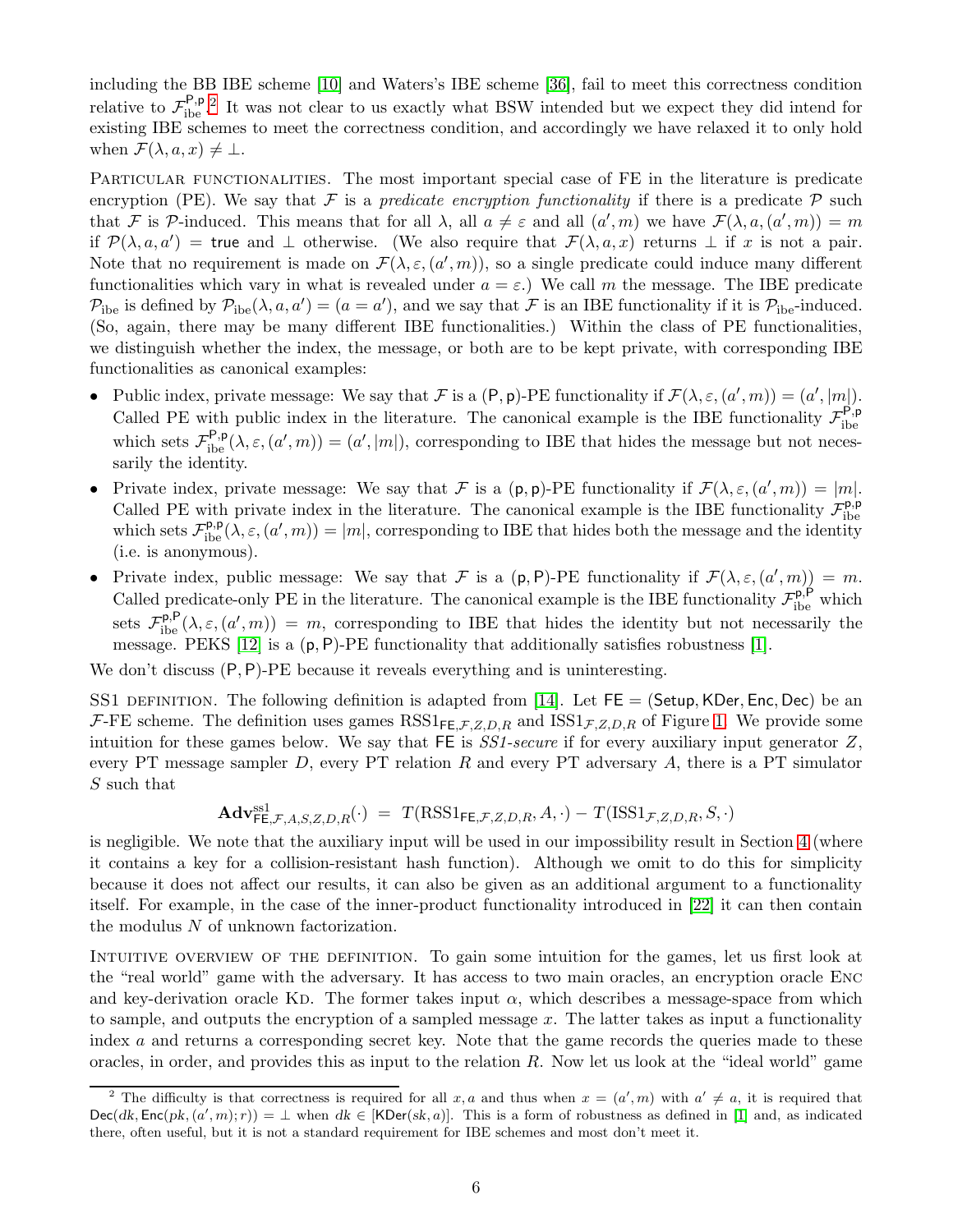including the BB IBE scheme [10] and Waters's IBE scheme [36], fail to meet this correctness condition relative to $\mathcal{F}_{\rm ibe}^{\mathsf{P},\mathsf{p}}$.[2] It was not clear to us exactly what BSW intended but we expect they did intend for existing IBE schemes to meet the correctness condition, and accordingly we have relaxed it to only hold when $\mathcal{F}(\lambda, a, x) \neq \bot$.

PARTICULAR FUNCTIONALITIES. The most important special case of FE in the literature is predicate encryption (PE). We say that $\mathcal{F}$ is a *predicate encryption functionality* if there is a predicate $\mathcal{P}$ such that $\mathcal{F}$ is $\mathcal{P}$-induced. This means that for all $\lambda$, all $a \neq \varepsilon$ and all $(a', m)$ we have $\mathcal{F}(\lambda, a, (a', m)) = m$ if $\mathcal{P}(\lambda, a, a') = \mathsf{true}$ and $\bot$ otherwise. (We also require that $\mathcal{F}(\lambda, a, x)$ returns $\bot$ if $x$ is not a pair. Note that no requirement is made on $\mathcal{F}(\lambda, \varepsilon, (a', m))$, so a single predicate could induce many different functionalities which vary in what is revealed under $a = \varepsilon$.) We call $m$ the message. The IBE predicate $\mathcal{P}_{\rm ibe}$ is defined by $\mathcal{P}_{\rm ibe}(\lambda, a, a') = (a = a')$, and we say that $\mathcal{F}$ is an IBE functionality if it is $\mathcal{P}_{\rm ibe}$-induced. (So, again, there may be many different IBE functionalities.) Within the class of PE functionalities, we distinguish whether the index, the message, or both are to be kept private, with corresponding IBE functionalities as canonical examples:

- Public index, private message: We say that $\mathcal{F}$ is a $(\mathsf{P},\mathsf{p})$-PE functionality if $\mathcal{F}(\lambda, \varepsilon, (a', m)) = (a', |m|)$. Called PE with public index in the literature. The canonical example is the IBE functionality $\mathcal{F}_{\rm ibe}^{\mathsf{P},\mathsf{p}}$ which sets $\mathcal{F}_{\rm ibe}^{\mathsf{P},\mathsf{p}}(\lambda, \varepsilon, (a', m)) = (a', |m|)$, corresponding to IBE that hides the message but not necessarily the identity.
- Private index, private message: We say that $\mathcal{F}$ is a $(\mathsf{p},\mathsf{p})$-PE functionality if $\mathcal{F}(\lambda, \varepsilon, (a', m)) = |m|$. Called PE with private index in the literature. The canonical example is the IBE functionality $\mathcal{F}_{\rm ibe}^{\mathsf{p},\mathsf{p}}$ which sets $\mathcal{F}_{\rm ibe}^{\mathsf{p},\mathsf{p}}(\lambda, \varepsilon, (a', m)) = |m|$, corresponding to IBE that hides both the message and the identity (i.e. is anonymous).
- Private index, public message: We say that $\mathcal{F}$ is a $(\mathsf{p},\mathsf{P})$-PE functionality if $\mathcal{F}(\lambda, \varepsilon, (a', m)) = m$. Called predicate-only PE in the literature. The canonical example is the IBE functionality $\mathcal{F}_{\rm ibe}^{\mathsf{p},\mathsf{P}}$ which sets $\mathcal{F}_{\rm ibe}^{\mathsf{p},\mathsf{P}}(\lambda, \varepsilon, (a', m)) = m$, corresponding to IBE that hides the identity but not necessarily the message. PEKS [12] is a $(\mathsf{p},\mathsf{P})$-PE functionality that additionally satisfies robustness [1].

We don't discuss $(\mathsf{P},\mathsf{P})$-PE because it reveals everything and is uninteresting.

SS1 DEFINITION. The following definition is adapted from [14]. Let $\mathsf{FE} = (\mathsf{Setup}, \mathsf{KDer}, \mathsf{Enc}, \mathsf{Dec})$ be an $\mathcal{F}$-FE scheme. The definition uses games $\mathrm{RSS1}_{\mathsf{FE},\mathcal{F},Z,D,R}$ and $\mathrm{ISS1}_{\mathcal{F},Z,D,R}$ of Figure 1. We provide some intuition for these games below. We say that $\mathsf{FE}$ is *SS1-secure* if for every auxiliary input generator $Z$, every PT message sampler $D$, every PT relation $R$ and every PT adversary $A$, there is a PT simulator $S$ such that

$$\mathbf{Adv}^{\rm ss1}_{\mathsf{FE},\mathcal{F},A,S,Z,D,R}(\cdot) \;=\; T(\mathrm{RSS1}_{\mathsf{FE},\mathcal{F},Z,D,R}, A, \cdot) - T(\mathrm{ISS1}_{\mathcal{F},Z,D,R}, S, \cdot)$$

is negligible. We note that the auxiliary input will be used in our impossibility result in Section 4 (where it contains a key for a collision-resistant hash function). Although we omit to do this for simplicity because it does not affect our results, it can also be given as an additional argument to a functionality itself. For example, in the case of the inner-product functionality introduced in [22] it can then contain the modulus $N$ of unknown factorization.

INTUITIVE OVERVIEW OF THE DEFINITION. To gain some intuition for the games, let us first look at the "real world" game with the adversary. It has access to two main oracles, an encryption oracle ENC and key-derivation oracle KD. The former takes input $\alpha$, which describes a message-space from which to sample, and outputs the encryption of a sampled message $x$. The latter takes as input a functionality index $a$ and returns a corresponding secret key. Note that the game records the queries made to these oracles, in order, and provides this as input to the relation $R$. Now let us look at the "ideal world" game

[2] The difficulty is that correctness is required for all $x, a$ and thus when $x = (a', m)$ with $a' \neq a$, it is required that $\mathsf{Dec}(dk, \mathsf{Enc}(pk, (a', m); r)) = \bot$ when $dk \in [\mathsf{KDer}(sk, a)]$. This is a form of robustness as defined in [1] and, as indicated there, often useful, but it is not a standard requirement for IBE schemes and most don't meet it.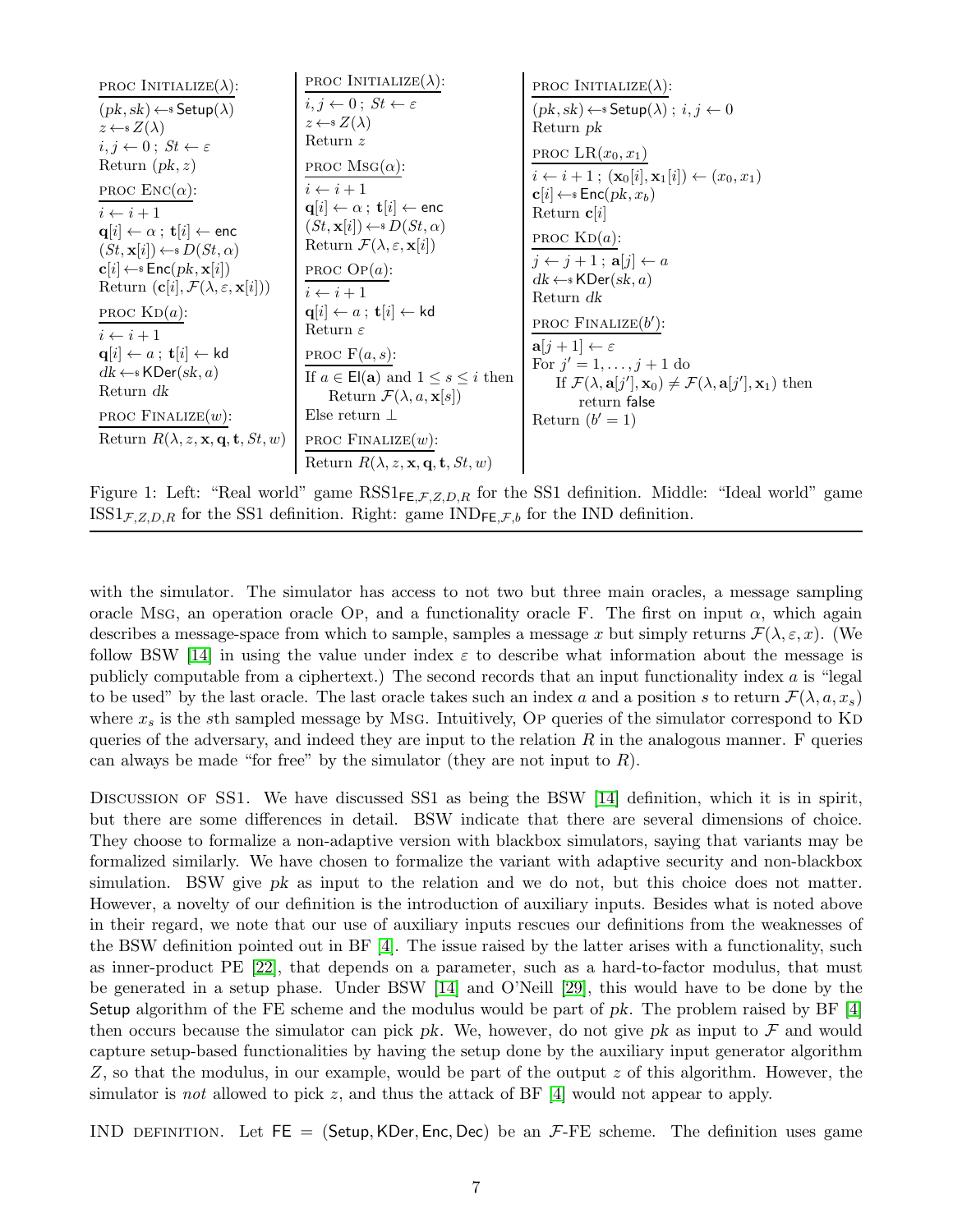| proc Initialize($\lambda$): | proc Initialize($\lambda$): | proc Initialize($\lambda$): |
|---|---|---|
| $(pk, sk) \leftarrow\$ \, \mathsf{Setup}(\lambda)$ | $i, j \leftarrow 0$ ; $St \leftarrow \varepsilon$ | $(pk, sk) \leftarrow\$ \, \mathsf{Setup}(\lambda)$ ; $i, j \leftarrow 0$ |
| $z \leftarrow\$ \, Z(\lambda)$ | $z \leftarrow\$ \, Z(\lambda)$ | Return $pk$ |
| $i, j \leftarrow 0$ ; $St \leftarrow \varepsilon$ | Return $z$ | |
| Return $(pk, z)$ | | proc LR($x_0, x_1$) |
| | proc Msg($\alpha$): | $i \leftarrow i+1$ ; $(\mathbf{x}_0[i], \mathbf{x}_1[i]) \leftarrow (x_0, x_1)$ |
| proc Enc($\alpha$): | $i \leftarrow i+1$ | $\mathbf{c}[i] \leftarrow\$ \, \mathsf{Enc}(pk, x_b)$ |
| $i \leftarrow i+1$ | $\mathbf{q}[i] \leftarrow \alpha$ ; $\mathbf{t}[i] \leftarrow \mathsf{enc}$ | Return $\mathbf{c}[i]$ |
| $\mathbf{q}[i] \leftarrow \alpha$ ; $\mathbf{t}[i] \leftarrow \mathsf{enc}$ | $(St, \mathbf{x}[i]) \leftarrow\$ \, D(St, \alpha)$ | |
| $(St, \mathbf{x}[i]) \leftarrow\$ \, D(St, \alpha)$ | Return $\mathcal{F}(\lambda, \varepsilon, \mathbf{x}[i])$ | proc Kd($a$): |
| $\mathbf{c}[i] \leftarrow\$ \, \mathsf{Enc}(pk, \mathbf{x}[i])$ | | $j \leftarrow j+1$ ; $\mathbf{a}[j] \leftarrow a$ |
| Return $(\mathbf{c}[i], \mathcal{F}(\lambda, \varepsilon, \mathbf{x}[i]))$ | proc Op($a$): | $dk \leftarrow\$ \, \mathsf{KDer}(sk, a)$ |
| | $i \leftarrow i+1$ | Return $dk$ |
| proc Kd($a$): | $\mathbf{q}[i] \leftarrow a$ ; $\mathbf{t}[i] \leftarrow \mathsf{kd}$ | |
| $i \leftarrow i+1$ | Return $\varepsilon$ | proc Finalize($b'$): |
| $\mathbf{q}[i] \leftarrow a$ ; $\mathbf{t}[i] \leftarrow \mathsf{kd}$ | | $\mathbf{a}[j+1] \leftarrow \varepsilon$ |
| $dk \leftarrow\$ \, \mathsf{KDer}(sk, a)$ | proc F($a, s$): | For $j' = 1, \ldots, j+1$ do |
| Return $dk$ | If $a \in \mathsf{El}(\mathbf{a})$ and $1 \le s \le i$ then | If $\mathcal{F}(\lambda, \mathbf{a}[j'], \mathbf{x}_0) \neq \mathcal{F}(\lambda, \mathbf{a}[j'], \mathbf{x}_1)$ then |
| | Return $\mathcal{F}(\lambda, a, \mathbf{x}[s])$ | return $\mathsf{false}$ |
| proc Finalize($w$): | Else return $\perp$ | Return $(b' = 1)$ |
| Return $R(\lambda, z, \mathbf{x}, \mathbf{q}, \mathbf{t}, St, w)$ | | |
| | proc Finalize($w$): | |
| | Return $R(\lambda, z, \mathbf{x}, \mathbf{q}, \mathbf{t}, St, w)$ | |

Figure 1: Left: "Real world" game $\mathrm{RSS1}_{\mathsf{FE},\mathcal{F},Z,D,R}$ for the SS1 definition. Middle: "Ideal world" game $\mathrm{ISS1}_{\mathcal{F},Z,D,R}$ for the SS1 definition. Right: game $\mathrm{IND}_{\mathsf{FE},\mathcal{F},b}$ for the IND definition.

with the simulator. The simulator has access to not two but three main oracles, a message sampling oracle Msg, an operation oracle Op, and a functionality oracle F. The first on input $\alpha$, which again describes a message-space from which to sample, samples a message $x$ but simply returns $\mathcal{F}(\lambda, \varepsilon, x)$. (We follow BSW [14] in using the value under index $\varepsilon$ to describe what information about the message is publicly computable from a ciphertext.) The second records that an input functionality index $a$ is "legal to be used" by the last oracle. The last oracle takes such an index $a$ and a position $s$ to return $\mathcal{F}(\lambda, a, x_s)$ where $x_s$ is the $s$th sampled message by Msg. Intuitively, Op queries of the simulator correspond to Kd queries of the adversary, and indeed they are input to the relation $R$ in the analogous manner. F queries can always be made "for free" by the simulator (they are not input to $R$).

Discussion of SS1. We have discussed SS1 as being the BSW [14] definition, which it is in spirit, but there are some differences in detail. BSW indicate that there are several dimensions of choice. They choose to formalize a non-adaptive version with blackbox simulators, saying that variants may be formalized similarly. We have chosen to formalize the variant with adaptive security and non-blackbox simulation. BSW give $pk$ as input to the relation and we do not, but this choice does not matter. However, a novelty of our definition is the introduction of auxiliary inputs. Besides what is noted above in their regard, we note that our use of auxiliary inputs rescues our definitions from the weaknesses of the BSW definition pointed out in BF [4]. The issue raised by the latter arises with a functionality, such as inner-product PE [22], that depends on a parameter, such as a hard-to-factor modulus, that must be generated in a setup phase. Under BSW [14] and O'Neill [29], this would have to be done by the Setup algorithm of the FE scheme and the modulus would be part of $pk$. The problem raised by BF [4] then occurs because the simulator can pick $pk$. We, however, do not give $pk$ as input to $\mathcal{F}$ and would capture setup-based functionalities by having the setup done by the auxiliary input generator algorithm $Z$, so that the modulus, in our example, would be part of the output $z$ of this algorithm. However, the simulator is *not* allowed to pick $z$, and thus the attack of BF [4] would not appear to apply.

IND definition. Let $\mathsf{FE} = (\mathsf{Setup}, \mathsf{KDer}, \mathsf{Enc}, \mathsf{Dec})$ be an $\mathcal{F}$-FE scheme. The definition uses game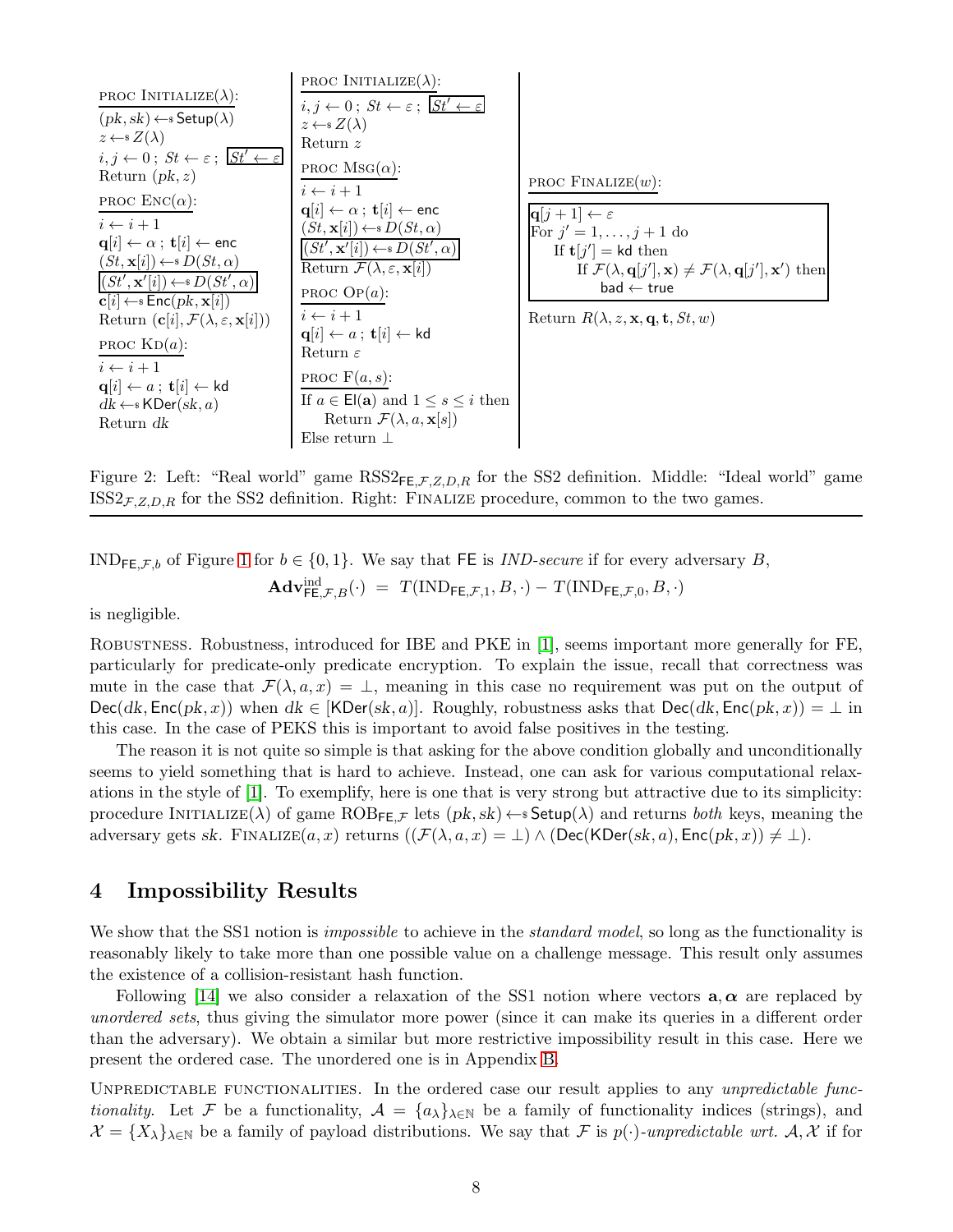```
proc Initialize(λ):
  (pk, sk) ←$ Setup(λ)
  z ←$ Z(λ)
  i, j ← 0 ; St ← ε ; [St' ← ε]
  Return (pk, z)

proc Enc(α):
  i ← i + 1
  q[i] ← α ; t[i] ← enc
  (St, x[i]) ←$ D(St, α)
  [(St', x'[i]) ←$ D(St', α)]
  c[i] ←$ Enc(pk, x[i])
  Return (c[i], F(λ, ε, x[i]))

proc Kd(a):
  i ← i + 1
  q[i] ← a ; t[i] ← kd
  dk ←$ KDer(sk, a)
  Return dk
```

```
proc Initialize(λ):
  i, j ← 0 ; St ← ε ; [St' ← ε]
  z ←$ Z(λ)
  Return z

proc Msg(α):
  i ← i + 1
  q[i] ← α ; t[i] ← enc
  (St, x[i]) ←$ D(St, α)
  [(St', x'[i]) ←$ D(St', α)]
  Return F(λ, ε, x[i])

proc Op(a):
  i ← i + 1
  q[i] ← a ; t[i] ← kd
  Return ε

proc F(a, s):
  If a ∈ El(a) and 1 ≤ s ≤ i then
    Return F(λ, a, x[s])
  Else return ⊥
```

```
proc Finalize(w):
  [q[j + 1] ← ε
   For j' = 1, ..., j + 1 do
     If t[j'] = kd then
       If F(λ, q[j'], x) ≠ F(λ, q[j'], x') then
         bad ← true]
  Return R(λ, z, x, q, t, St, w)
```

Figure 2: Left: "Real world" game $\text{RSS2}_{\mathsf{FE},\mathcal{F},Z,D,R}$ for the SS2 definition. Middle: "Ideal world" game $\text{ISS2}_{\mathcal{F},Z,D,R}$ for the SS2 definition. Right: Finalize procedure, common to the two games.

$\text{IND}_{\mathsf{FE},\mathcal{F},b}$ of Figure 1 for $b \in \{0,1\}$. We say that $\mathsf{FE}$ is *IND-secure* if for every adversary $B$,

$$\mathbf{Adv}^{\text{ind}}_{\mathsf{FE},\mathcal{F},B}(\cdot) \;=\; T(\text{IND}_{\mathsf{FE},\mathcal{F},1}, B, \cdot) - T(\text{IND}_{\mathsf{FE},\mathcal{F},0}, B, \cdot)$$

is negligible.

Robustness. Robustness, introduced for IBE and PKE in [1], seems important more generally for FE, particularly for predicate-only predicate encryption. To explain the issue, recall that correctness was mute in the case that $\mathcal{F}(\lambda, a, x) = \perp$, meaning in this case no requirement was put on the output of $\mathsf{Dec}(dk, \mathsf{Enc}(pk, x))$ when $dk \in [\mathsf{KDer}(sk, a)]$. Roughly, robustness asks that $\mathsf{Dec}(dk, \mathsf{Enc}(pk, x)) = \perp$ in this case. In the case of PEKS this is important to avoid false positives in the testing.

The reason it is not quite so simple is that asking for the above condition globally and unconditionally seems to yield something that is hard to achieve. Instead, one can ask for various computational relaxations in the style of [1]. To exemplify, here is one that is very strong but attractive due to its simplicity: procedure Initialize($\lambda$) of game $\text{ROB}_{\mathsf{FE},\mathcal{F}}$ lets $(pk, sk) \leftarrow_\$ \mathsf{Setup}(\lambda)$ and returns *both* keys, meaning the adversary gets $sk$. Finalize$(a, x)$ returns $((\mathcal{F}(\lambda, a, x) = \perp) \wedge (\mathsf{Dec}(\mathsf{KDer}(sk, a), \mathsf{Enc}(pk, x)) \neq \perp)$.

## 4 Impossibility Results

We show that the SS1 notion is *impossible* to achieve in the *standard model*, so long as the functionality is reasonably likely to take more than one possible value on a challenge message. This result only assumes the existence of a collision-resistant hash function.

Following [14] we also consider a relaxation of the SS1 notion where vectors $\mathbf{a}, \boldsymbol{\alpha}$ are replaced by *unordered sets*, thus giving the simulator more power (since it can make its queries in a different order than the adversary). We obtain a similar but more restrictive impossibility result in this case. Here we present the ordered case. The unordered one is in Appendix B.

Unpredictable functionalities. In the ordered case our result applies to any *unpredictable functionality*. Let $\mathcal{F}$ be a functionality, $\mathcal{A} = \{a_\lambda\}_{\lambda \in \mathbb{N}}$ be a family of functionality indices (strings), and $\mathcal{X} = \{X_\lambda\}_{\lambda \in \mathbb{N}}$ be a family of payload distributions. We say that $\mathcal{F}$ is $p(\cdot)$-*unpredictable wrt.* $\mathcal{A}, \mathcal{X}$ if for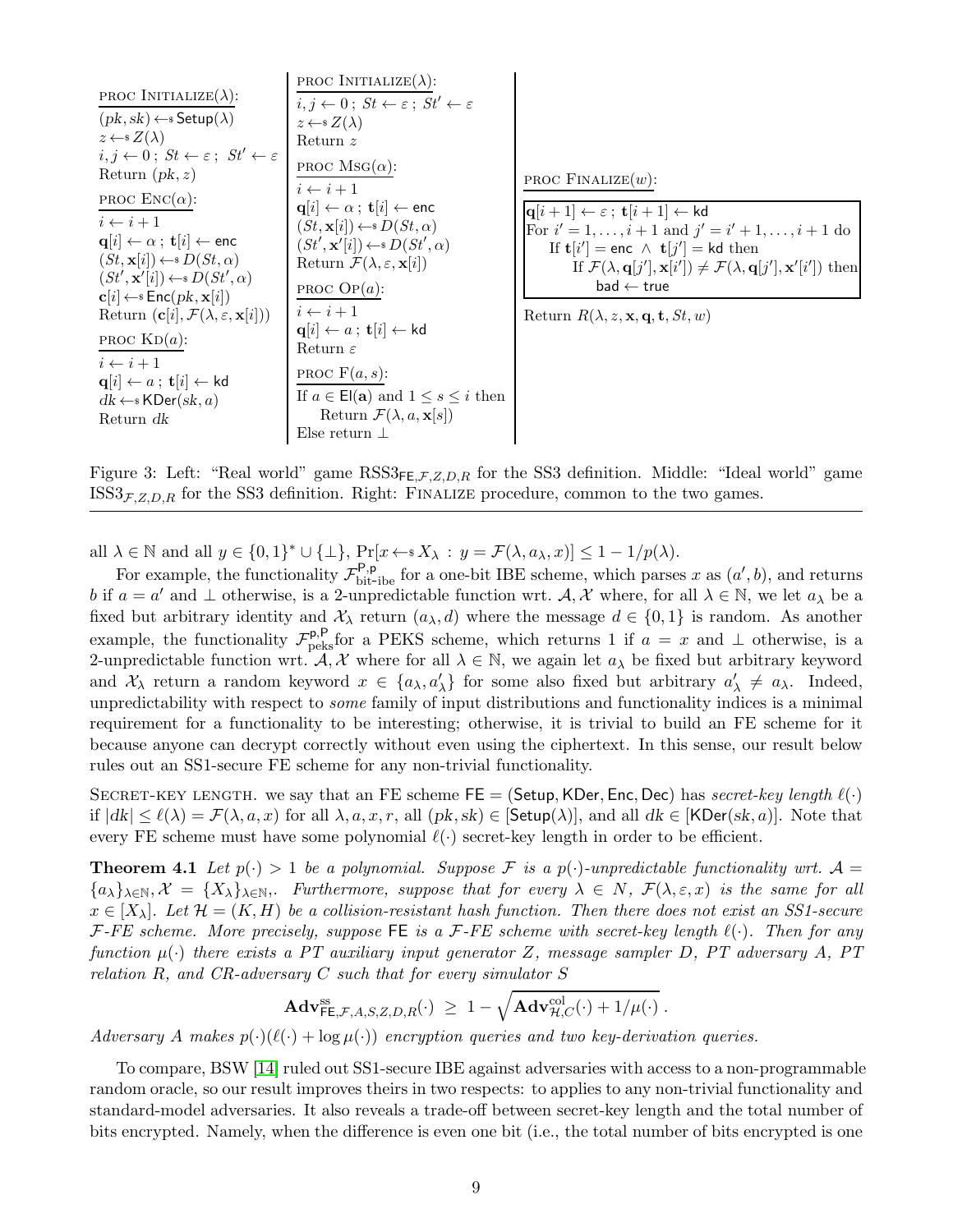```
proc Initialize(λ):
(pk, sk) ←$ Setup(λ)
z ←$ Z(λ)
i, j ← 0 ; St ← ε ; St' ← ε
Return (pk, z)

proc Enc(α):
i ← i + 1
q[i] ← α ; t[i] ← enc
(St, x[i]) ←$ D(St, α)
(St', x'[i]) ←$ D(St', α)
c[i] ←$ Enc(pk, x[i])
Return (c[i], F(λ, ε, x[i]))

proc Kd(a):
i ← i + 1
q[i] ← a ; t[i] ← kd
dk ←$ KDer(sk, a)
Return dk
```

```
proc Initialize(λ):
i, j ← 0 ; St ← ε ; St' ← ε
z ←$ Z(λ)
Return z

proc Msg(α):
i ← i + 1
q[i] ← α ; t[i] ← enc
(St, x[i]) ←$ D(St, α)
(St', x'[i]) ←$ D(St', α)
Return F(λ, ε, x[i])

proc Op(a):
i ← i + 1
q[i] ← a ; t[i] ← kd
Return ε

proc F(a, s):
If a ∈ El(a) and 1 ≤ s ≤ i then
    Return F(λ, a, x[s])
Else return ⊥
```

```
proc Finalize(w):
┌─────────────────────────────────────────────────────────────┐
│ q[i+1] ← ε ; t[i+1] ← kd                                     │
│ For i' = 1, ..., i+1 and j' = i'+1, ..., i+1 do              │
│   If t[i'] = enc ∧ t[j'] = kd then                           │
│     If F(λ, q[j'], x[i']) ≠ F(λ, q[j'], x'[i']) then         │
│       bad ← true                                             │
└─────────────────────────────────────────────────────────────┘
Return R(λ, z, x, q, t, St, w)
```

Figure 3: Left: "Real world" game $\mathrm{RSS3}_{\mathsf{FE},\mathcal{F},Z,D,R}$ for the SS3 definition. Middle: "Ideal world" game $\mathrm{ISS3}_{\mathcal{F},Z,D,R}$ for the SS3 definition. Right: Finalize procedure, common to the two games.

all $\lambda \in \mathbb{N}$ and all $y \in \{0,1\}^* \cup \{\perp\}$, $\Pr[x \leftarrow\$ X_\lambda : y = \mathcal{F}(\lambda, a_\lambda, x)] \le 1 - 1/p(\lambda)$.

For example, the functionality $\mathcal{F}^{\mathsf{P},\mathsf{p}}_{\text{bit-ibe}}$ for a one-bit IBE scheme, which parses $x$ as $(a', b)$, and returns $b$ if $a = a'$ and $\perp$ otherwise, is a 2-unpredictable function wrt. $\mathcal{A}, \mathcal{X}$ where, for all $\lambda \in \mathbb{N}$, we let $a_\lambda$ be a fixed but arbitrary identity and $\mathcal{X}_\lambda$ return $(a_\lambda, d)$ where the message $d \in \{0,1\}$ is random. As another example, the functionality $\mathcal{F}^{\mathsf{p},\mathsf{P}}_{\text{peks}}$for a PEKS scheme, which returns 1 if $a = x$ and $\perp$ otherwise, is a 2-unpredictable function wrt. $\mathcal{A}, \mathcal{X}$ where for all $\lambda \in \mathbb{N}$, we again let $a_\lambda$ be fixed but arbitrary keyword and $\mathcal{X}_\lambda$ return a random keyword $x \in \{a_\lambda, a'_\lambda\}$ for some also fixed but arbitrary $a'_\lambda \neq a_\lambda$. Indeed, unpredictability with respect to *some* family of input distributions and functionality indices is a minimal requirement for a functionality to be interesting; otherwise, it is trivial to build an FE scheme for it because anyone can decrypt correctly without even using the ciphertext. In this sense, our result below rules out an SS1-secure FE scheme for any non-trivial functionality.

Secret-key length. we say that an FE scheme $\mathsf{FE} = (\mathsf{Setup}, \mathsf{KDer}, \mathsf{Enc}, \mathsf{Dec})$ has *secret-key length* $\ell(\cdot)$ if $|dk| \le \ell(\lambda) = \mathcal{F}(\lambda, a, x)$ for all $\lambda, a, x, r$, all $(pk, sk) \in [\mathsf{Setup}(\lambda)]$, and all $dk \in [\mathsf{KDer}(sk, a)]$. Note that every FE scheme must have some polynomial $\ell(\cdot)$ secret-key length in order to be efficient.

**Theorem 4.1** *Let $p(\cdot) > 1$ be a polynomial. Suppose $\mathcal{F}$ is a $p(\cdot)$-unpredictable functionality wrt. $\mathcal{A} = \{a_\lambda\}_{\lambda \in \mathbb{N}}, \mathcal{X} = \{X_\lambda\}_{\lambda \in \mathbb{N}},$. Furthermore, suppose that for every $\lambda \in N$, $\mathcal{F}(\lambda, \varepsilon, x)$ is the same for all $x \in [X_\lambda]$. Let $\mathcal{H} = (K, H)$ be a collision-resistant hash function. Then there does not exist an SS1-secure $\mathcal{F}$-FE scheme. More precisely, suppose* $\mathsf{FE}$ *is a $\mathcal{F}$-FE scheme with secret-key length $\ell(\cdot)$. Then for any function $\mu(\cdot)$ there exists a PT auxiliary input generator $Z$, message sampler $D$, PT adversary $A$, PT relation $R$, and CR-adversary $C$ such that for every simulator $S$*

$$\mathbf{Adv}^{\mathrm{ss}}_{\mathsf{FE},\mathcal{F},A,S,Z,D,R}(\cdot) \ \ge\ 1 - \sqrt{\mathbf{Adv}^{\mathrm{col}}_{\mathcal{H},C}(\cdot) + 1/\mu(\cdot)}\ .$$

*Adversary $A$ makes $p(\cdot)(\ell(\cdot) + \log \mu(\cdot))$ encryption queries and two key-derivation queries.*

To compare, BSW [14] ruled out SS1-secure IBE against adversaries with access to a non-programmable random oracle, so our result improves theirs in two respects: to applies to any non-trivial functionality and standard-model adversaries. It also reveals a trade-off between secret-key length and the total number of bits encrypted. Namely, when the difference is even one bit (i.e., the total number of bits encrypted is one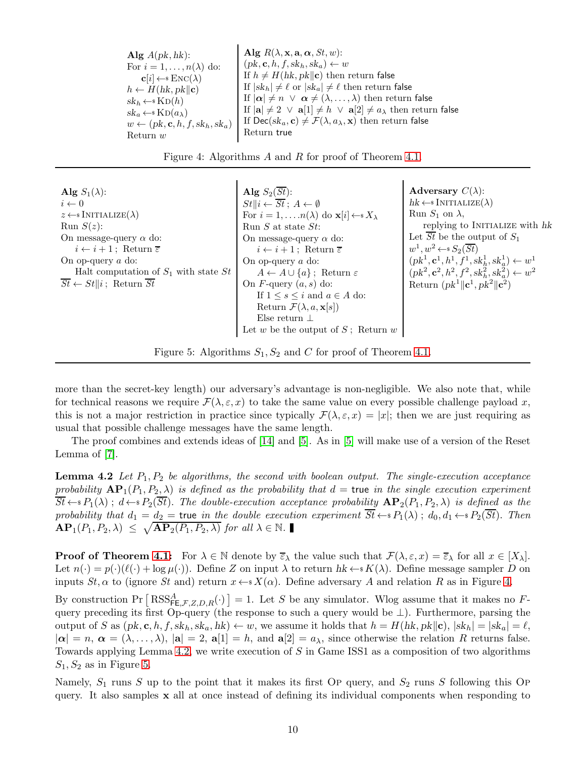```
Alg A(pk, hk):
For i = 1, ..., n(λ) do:
    c[i] ←$ Enc(λ)
h ← H(hk, pk‖c)
sk_h ←$ Kd(h)
sk_a ←$ Kd(a_λ)
w ← (pk, c, h, f, sk_h, sk_a)
Return w
```

```
Alg R(λ, x, a, α, St, w):
(pk, c, h, f, sk_h, sk_a) ← w
If h ≠ H(hk, pk‖c) then return false
If |sk_h| ≠ ℓ or |sk_a| ≠ ℓ then return false
If |α| ≠ n ∨ α ≠ (λ, ..., λ) then return false
If |a| ≠ 2 ∨ a[1] ≠ h ∨ a[2] ≠ a_λ then return false
If Dec(sk_a, c) ≠ F(λ, a_λ, x) then return false
Return true
```

Figure 4: Algorithms $A$ and $R$ for proof of Theorem 4.1.

```
Alg S_1(λ):
i ← 0
z ←$ Initialize(λ)
Run S(z):
On message-query α do:
    i ← i + 1 ; Return ε̄
On op-query a do:
    Halt computation of S_1 with state St
St̄ ← St‖i ; Return St̄
```

```
Alg S_2(St̄):
St‖i ← St̄ ; A ← ∅
For i = 1, ..., n(λ) do x[i] ←$ X_λ
Run S at state St:
On message-query α do:
    i ← i + 1 ; Return ε̄
On op-query a do:
    A ← A ∪ {a} ; Return ε
On F-query (a, s) do:
    If 1 ≤ s ≤ i and a ∈ A do:
    Return F(λ, a, x[s])
    Else return ⊥
Let w be the output of S ; Return w
```

```
Adversary C(λ):
hk ←$ Initialize(λ)
Run S_1 on λ,
    replying to Initialize with hk
Let St̄ be the output of S_1
w^1, w^2 ←$ S_2(St̄)
(pk^1, c^1, h^1, f^1, sk_h^1, sk_a^1) ← w^1
(pk^2, c^2, h^2, f^2, sk_h^2, sk_a^2) ← w^2
Return (pk^1‖c^1, pk^2‖c^2)
```

Figure 5: Algorithms $S_1, S_2$ and $C$ for proof of Theorem 4.1.

more than the secret-key length) our adversary's advantage is non-negligible. We also note that, while for technical reasons we require $\mathcal{F}(\lambda, \varepsilon, x)$ to take the same value on every possible challenge payload $x$, this is not a major restriction in practice since typically $\mathcal{F}(\lambda, \varepsilon, x) = |x|$; then we are just requiring as usual that possible challenge messages have the same length.

The proof combines and extends ideas of [14] and [5]. As in [5] will make use of a version of the Reset Lemma of [7].

**Lemma 4.2** *Let $P_1, P_2$ be algorithms, the second with boolean output. The single-execution acceptance probability $\mathbf{AP}_1(P_1, P_2, \lambda)$ is defined as the probability that $d = \mathsf{true}$ in the single execution experiment $\overline{St} \leftarrow\$ P_1(\lambda)\ ;\ d \leftarrow\$ P_2(\overline{St})$. The double-execution acceptance probability $\mathbf{AP}_2(P_1, P_2, \lambda)$ is defined as the probability that $d_1 = d_2 = \mathsf{true}$ in the double execution experiment $\overline{St} \leftarrow\$ P_1(\lambda)\ ;\ d_0, d_1 \leftarrow\$ P_2(\overline{St})$. Then $\mathbf{AP}_1(P_1, P_2, \lambda) \leq \sqrt{\mathbf{AP}_2(P_1, P_2, \lambda)}$ for all $\lambda \in \mathbb{N}$.* ∎

**Proof of Theorem 4.1:** For $\lambda \in \mathbb{N}$ denote by $\overline{\varepsilon}_\lambda$ the value such that $\mathcal{F}(\lambda, \varepsilon, x) = \overline{\varepsilon}_\lambda$ for all $x \in [X_\lambda]$. Let $n(\cdot) = p(\cdot)(\ell(\cdot) + \log \mu(\cdot))$. Define $Z$ on input $\lambda$ to return $hk \leftarrow\$ K(\lambda)$. Define message sampler $D$ on inputs $St, \alpha$ to (ignore $St$ and) return $x \leftarrow\$ X(\alpha)$. Define adversary $A$ and relation $R$ as in Figure 4.

By construction $\Pr\left[\,\mathrm{RSS}^{A}_{\mathsf{FE},\mathcal{F},Z,D,R}(\cdot)\,\right] = 1$. Let $S$ be any simulator. Wlog assume that it makes no $F$-query preceding its first Op-query (the response to such a query would be $\perp$). Furthermore, parsing the output of $S$ as $(pk, \mathbf{c}, h, f, sk_h, sk_a, hk) \leftarrow w$, we assume it holds that $h = H(hk, pk\|\mathbf{c})$, $|sk_h| = |sk_a| = \ell$, $|\boldsymbol{\alpha}| = n$, $\boldsymbol{\alpha} = (\lambda, \ldots, \lambda)$, $|\mathbf{a}| = 2$, $\mathbf{a}[1] = h$, and $\mathbf{a}[2] = a_\lambda$, since otherwise the relation $R$ returns false. Towards applying Lemma 4.2, we write execution of $S$ in Game ISS1 as a composition of two algorithms $S_1, S_2$ as in Figure 5.

Namely, $S_1$ runs $S$ up to the point that it makes its first Op query, and $S_2$ runs $S$ following this Op query. It also samples $\mathbf{x}$ all at once instead of defining its individual components when responding to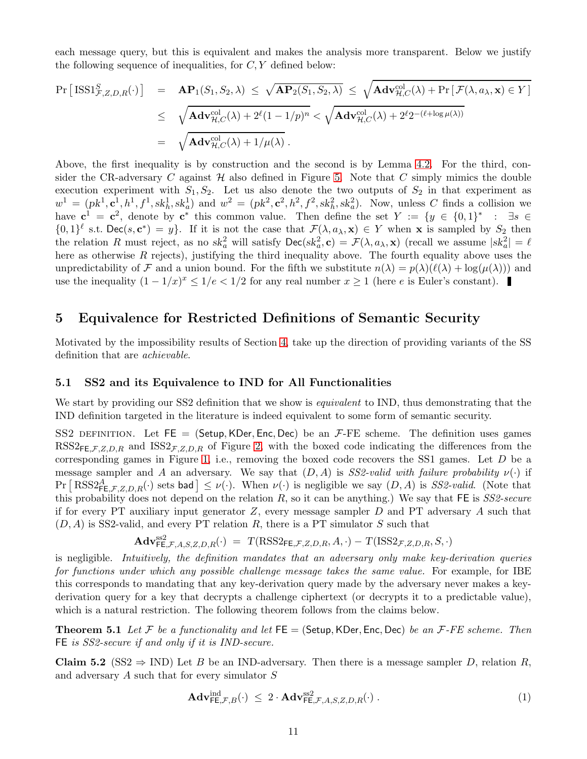each message query, but this is equivalent and makes the analysis more transparent. Below we justify the following sequence of inequalities, for $C, Y$ defined below:

$$
\begin{aligned}
\Pr\left[\,\mathrm{ISS1}^{S}_{\mathcal{F},Z,D,R}(\cdot)\,\right] &= \mathbf{AP}_1(S_1, S_2, \lambda) \;\le\; \sqrt{\mathbf{AP}_2(S_1, S_2, \lambda)} \;\le\; \sqrt{\mathbf{Adv}^{\mathrm{col}}_{\mathcal{H},C}(\lambda) + \Pr\left[\,\mathcal{F}(\lambda, a_\lambda, \mathbf{x}) \in Y\,\right]} \\
&\le \sqrt{\mathbf{Adv}^{\mathrm{col}}_{\mathcal{H},C}(\lambda) + 2^{\ell}(1 - 1/p)^{n}} < \sqrt{\mathbf{Adv}^{\mathrm{col}}_{\mathcal{H},C}(\lambda) + 2^{\ell} 2^{-(\ell + \log \mu(\lambda))}} \\
&= \sqrt{\mathbf{Adv}^{\mathrm{col}}_{\mathcal{H},C}(\lambda) + 1/\mu(\lambda)}\;.
\end{aligned}
$$

Above, the first inequality is by construction and the second is by Lemma 4.2. For the third, consider the CR-adversary $C$ against $\mathcal{H}$ also defined in Figure 5. Note that $C$ simply mimics the double execution experiment with $S_1, S_2$. Let us also denote the two outputs of $S_2$ in that experiment as $w^1 = (pk^1, \mathbf{c}^1, h^1, f^1, sk_h^1, sk_a^1)$ and $w^2 = (pk^2, \mathbf{c}^2, h^2, f^2, sk_h^2, sk_a^2)$. Now, unless $C$ finds a collision we have $\mathbf{c}^1 = \mathbf{c}^2$, denote by $\mathbf{c}^*$ this common value. Then define the set $Y := \{y \in \{0,1\}^* \;:\; \exists s \in \{0,1\}^\ell \text{ s.t. } \mathsf{Dec}(s, \mathbf{c}^*) = y\}$. If it is not the case that $\mathcal{F}(\lambda, a_\lambda, \mathbf{x}) \in Y$ when $\mathbf{x}$ is sampled by $S_2$ then the relation $R$ must reject, as no $sk_a^2$ will satisfy $\mathsf{Dec}(sk_a^2, \mathbf{c}) = \mathcal{F}(\lambda, a_\lambda, \mathbf{x})$ (recall we assume $|sk_a^2| = \ell$ here as otherwise $R$ rejects), justifying the third inequality above. The fourth equality above uses the unpredictability of $\mathcal{F}$ and a union bound. For the fifth we substitute $n(\lambda) = p(\lambda)(\ell(\lambda) + \log(\mu(\lambda)))$ and use the inequality $(1 - 1/x)^x \le 1/e < 1/2$ for any real number $x \ge 1$ (here $e$ is Euler's constant). ∎

## 5 Equivalence for Restricted Definitions of Semantic Security

Motivated by the impossibility results of Section 4, take up the direction of providing variants of the SS definition that are *achievable*.

### 5.1 SS2 and its Equivalence to IND for All Functionalities

We start by providing our SS2 definition that we show is *equivalent* to IND, thus demonstrating that the IND definition targeted in the literature is indeed equivalent to some form of semantic security.

SS2 DEFINITION. Let $\mathsf{FE} = (\mathsf{Setup}, \mathsf{KDer}, \mathsf{Enc}, \mathsf{Dec})$ be an $\mathcal{F}$-FE scheme. The definition uses games $\mathrm{RSS2}_{\mathsf{FE},\mathcal{F},Z,D,R}$ and $\mathrm{ISS2}_{\mathcal{F},Z,D,R}$ of Figure 2, with the boxed code indicating the differences from the corresponding games in Figure 1, i.e., removing the boxed code recovers the SS1 games. Let $D$ be a message sampler and $A$ an adversary. We say that $(D, A)$ is *SS2-valid with failure probability* $\nu(\cdot)$ if $\Pr\left[\,\mathrm{RSS2}^{A}_{\mathsf{FE},\mathcal{F},Z,D,R}(\cdot) \text{ sets } \mathsf{bad}\,\right] \le \nu(\cdot)$. When $\nu(\cdot)$ is negligible we say $(D, A)$ is *SS2-valid*. (Note that this probability does not depend on the relation $R$, so it can be anything.) We say that $\mathsf{FE}$ is *SS2-secure* if for every PT auxiliary input generator $Z$, every message sampler $D$ and PT adversary $A$ such that $(D, A)$ is SS2-valid, and every PT relation $R$, there is a PT simulator $S$ such that

$$\mathbf{Adv}^{\mathrm{ss2}}_{\mathsf{FE},\mathcal{F},A,S,Z,D,R}(\cdot) \;=\; T(\mathrm{RSS2}_{\mathsf{FE},\mathcal{F},Z,D,R}, A, \cdot) - T(\mathrm{ISS2}_{\mathcal{F},Z,D,R}, S, \cdot)$$

is negligible. *Intuitively, the definition mandates that an adversary only make key-derivation queries for functions under which any possible challenge message takes the same value.* For example, for IBE this corresponds to mandating that any key-derivation query made by the adversary never makes a key-derivation query for a key that decrypts a challenge ciphertext (or decrypts it to a predictable value), which is a natural restriction. The following theorem follows from the claims below.

**Theorem 5.1** *Let $\mathcal{F}$ be a functionality and let $\mathsf{FE} = (\mathsf{Setup}, \mathsf{KDer}, \mathsf{Enc}, \mathsf{Dec})$ be an $\mathcal{F}$-FE scheme. Then $\mathsf{FE}$ is SS2-secure if and only if it is IND-secure.*

**Claim 5.2** (SS2 $\Rightarrow$ IND) Let $B$ be an IND-adversary. Then there is a message sampler $D$, relation $R$, and adversary $A$ such that for every simulator $S$

$$\mathbf{Adv}^{\mathrm{ind}}_{\mathsf{FE},\mathcal{F},B}(\cdot) \;\le\; 2 \cdot \mathbf{Adv}^{\mathrm{ss2}}_{\mathsf{FE},\mathcal{F},A,S,Z,D,R}(\cdot)\;. \tag{1}$$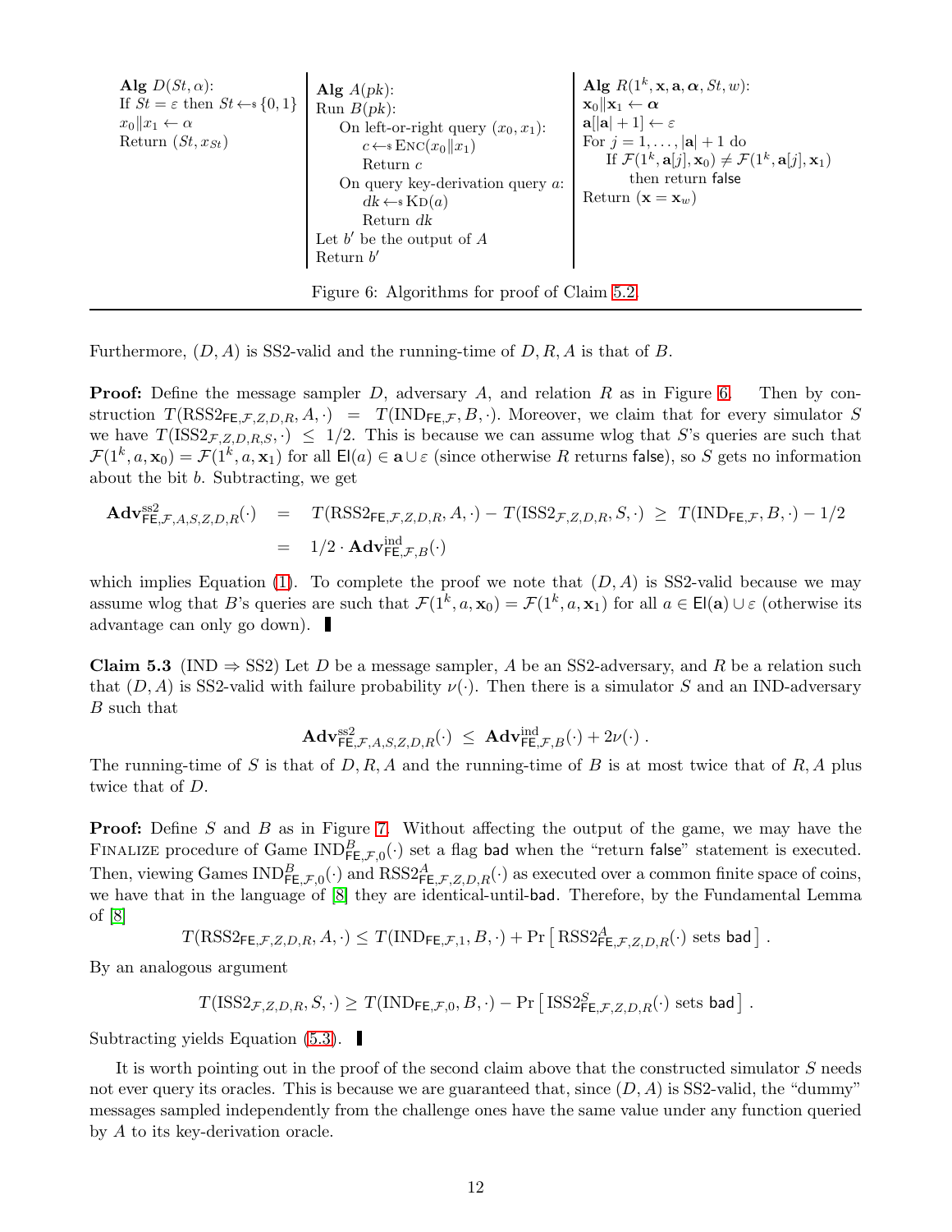```
Alg D(St, α):
If St = ε then St ←$ {0,1}
x_0‖x_1 ← α
Return (St, x_St)
```

```
Alg A(pk):
Run B(pk):
    On left-or-right query (x_0, x_1):
        c ←$ Enc(x_0‖x_1)
        Return c
    On query key-derivation query a:
        dk ←$ Kd(a)
        Return dk
Let b' be the output of A
Return b'
```

```
Alg R(1^k, x, a, α, St, w):
x_0‖x_1 ← α
a[|a| + 1] ← ε
For j = 1, ..., |a| + 1 do
    If F(1^k, a[j], x_0) ≠ F(1^k, a[j], x_1)
        then return false
Return (x = x_w)
```

Figure 6: Algorithms for proof of Claim 5.2.

Furthermore, $(D, A)$ is SS2-valid and the running-time of $D, R, A$ is that of $B$.

**Proof:** Define the message sampler $D$, adversary $A$, and relation $R$ as in Figure 6. Then by construction $T(\mathrm{RSS2}_{\mathsf{FE},\mathcal{F},Z,D,R}, A, \cdot) = T(\mathrm{IND}_{\mathsf{FE},\mathcal{F}}, B, \cdot)$. Moreover, we claim that for every simulator $S$ we have $T(\mathrm{ISS2}_{\mathcal{F},Z,D,R,S}, \cdot) \le 1/2$. This is because we can assume wlog that $S$'s queries are such that $\mathcal{F}(1^k, a, \mathbf{x}_0) = \mathcal{F}(1^k, a, \mathbf{x}_1)$ for all $\mathsf{El}(a) \in \mathbf{a} \cup \varepsilon$ (since otherwise $R$ returns false), so $S$ gets no information about the bit $b$. Subtracting, we get

$$
\begin{aligned}
\mathbf{Adv}^{\mathrm{ss2}}_{\mathsf{FE},\mathcal{F},A,S,Z,D,R}(\cdot) &= T(\mathrm{RSS2}_{\mathsf{FE},\mathcal{F},Z,D,R}, A, \cdot) - T(\mathrm{ISS2}_{\mathcal{F},Z,D,R}, S, \cdot) \ \ge\ T(\mathrm{IND}_{\mathsf{FE},\mathcal{F}}, B, \cdot) - 1/2 \\
&= 1/2 \cdot \mathbf{Adv}^{\mathrm{ind}}_{\mathsf{FE},\mathcal{F},B}(\cdot)
\end{aligned}
$$

which implies Equation (1). To complete the proof we note that $(D, A)$ is SS2-valid because we may assume wlog that $B$'s queries are such that $\mathcal{F}(1^k, a, \mathbf{x}_0) = \mathcal{F}(1^k, a, \mathbf{x}_1)$ for all $a \in \mathsf{El}(\mathbf{a}) \cup \varepsilon$ (otherwise its advantage can only go down). ∎

**Claim 5.3** (IND ⇒ SS2) Let $D$ be a message sampler, $A$ be an SS2-adversary, and $R$ be a relation such that $(D, A)$ is SS2-valid with failure probability $\nu(\cdot)$. Then there is a simulator $S$ and an IND-adversary $B$ such that

$$
\mathbf{Adv}^{\mathrm{ss2}}_{\mathsf{FE},\mathcal{F},A,S,Z,D,R}(\cdot) \ \le\ \mathbf{Adv}^{\mathrm{ind}}_{\mathsf{FE},\mathcal{F},B}(\cdot) + 2\nu(\cdot)\ .
$$

The running-time of $S$ is that of $D, R, A$ and the running-time of $B$ is at most twice that of $R, A$ plus twice that of $D$.

**Proof:** Define $S$ and $B$ as in Figure 7. Without affecting the output of the game, we may have the Finalize procedure of Game $\mathrm{IND}^{B}_{\mathsf{FE},\mathcal{F},0}(\cdot)$ set a flag bad when the "return false" statement is executed. Then, viewing Games $\mathrm{IND}^{B}_{\mathsf{FE},\mathcal{F},0}(\cdot)$ and $\mathrm{RSS2}^{A}_{\mathsf{FE},\mathcal{F},Z,D,R}(\cdot)$ as executed over a common finite space of coins, we have that in the language of [8] they are identical-until-bad. Therefore, by the Fundamental Lemma of [8]

$$
T(\mathrm{RSS2}_{\mathsf{FE},\mathcal{F},Z,D,R}, A, \cdot) \le T(\mathrm{IND}_{\mathsf{FE},\mathcal{F},1}, B, \cdot) + \Pr\left[\, \mathrm{RSS2}^{A}_{\mathsf{FE},\mathcal{F},Z,D,R}(\cdot) \text{ sets } \mathsf{bad} \,\right].
$$

By an analogous argument

$$
T(\mathrm{ISS2}_{\mathcal{F},Z,D,R}, S, \cdot) \ge T(\mathrm{IND}_{\mathsf{FE},\mathcal{F},0}, B, \cdot) - \Pr\left[\, \mathrm{ISS2}^{S}_{\mathsf{FE},\mathcal{F},Z,D,R}(\cdot) \text{ sets } \mathsf{bad} \,\right].
$$

Subtracting yields Equation (5.3). ∎

It is worth pointing out in the proof of the second claim above that the constructed simulator $S$ needs not ever query its oracles. This is because we are guaranteed that, since $(D, A)$ is SS2-valid, the "dummy" messages sampled independently from the challenge ones have the same value under any function queried by $A$ to its key-derivation oracle.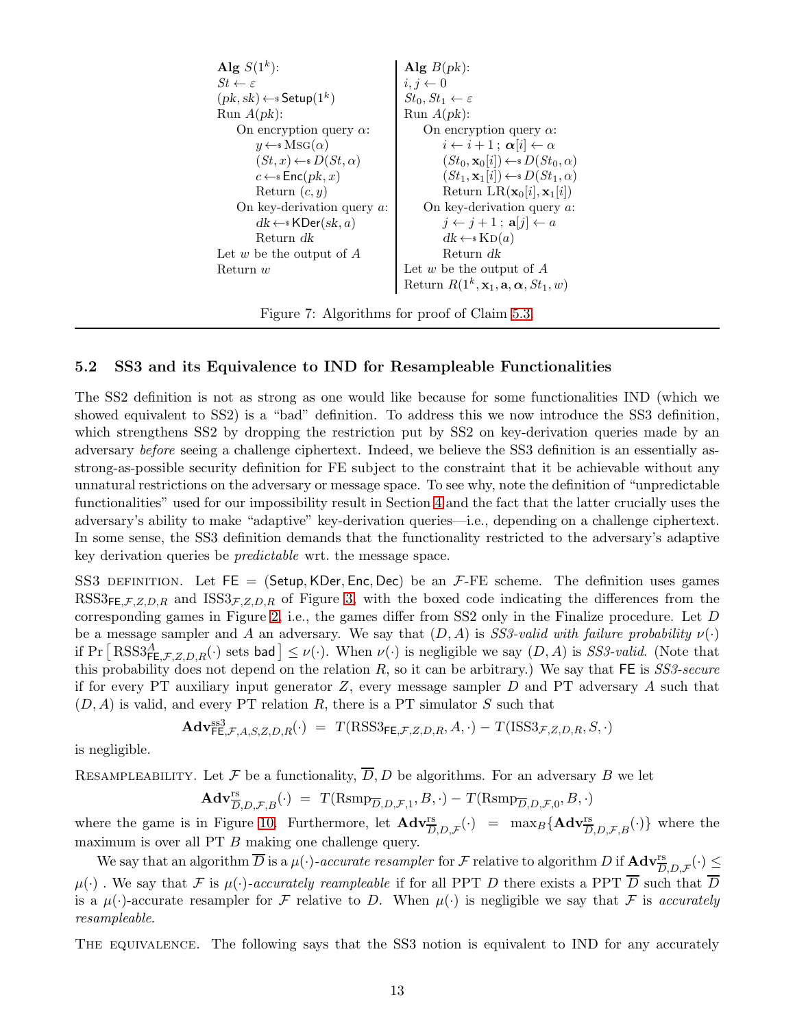```
Alg S(1^k):
St ← ε
(pk, sk) ←$ Setup(1^k)
Run A(pk):
    On encryption query α:
        y ←$ Msg(α)
        (St, x) ←$ D(St, α)
        c ←$ Enc(pk, x)
        Return (c, y)
    On key-derivation query a:
        dk ←$ KDer(sk, a)
        Return dk
Let w be the output of A
Return w
```

```
Alg B(pk):
i, j ← 0
St_0, St_1 ← ε
Run A(pk):
    On encryption query α:
        i ← i + 1 ; α[i] ← α
        (St_0, x_0[i]) ←$ D(St_0, α)
        (St_1, x_1[i]) ←$ D(St_1, α)
        Return LR(x_0[i], x_1[i])
    On key-derivation query a:
        j ← j + 1 ; a[j] ← a
        dk ←$ Kd(a)
        Return dk
Let w be the output of A
Return R(1^k, x_1, a, α, St_1, w)
```

Figure 7: Algorithms for proof of Claim 5.3.

## 5.2 SS3 and its Equivalence to IND for Resampleable Functionalities

The SS2 definition is not as strong as one would like because for some functionalities IND (which we showed equivalent to SS2) is a "bad" definition. To address this we now introduce the SS3 definition, which strengthens SS2 by dropping the restriction put by SS2 on key-derivation queries made by an adversary *before* seeing a challenge ciphertext. Indeed, we believe the SS3 definition is an essentially as-strong-as-possible security definition for FE subject to the constraint that it be achievable without any unnatural restrictions on the adversary or message space. To see why, note the definition of "unpredictable functionalities" used for our impossibility result in Section 4 and the fact that the latter crucially uses the adversary's ability to make "adaptive" key-derivation queries—i.e., depending on a challenge ciphertext. In some sense, the SS3 definition demands that the functionality restricted to the adversary's adaptive key derivation queries be *predictable* wrt. the message space.

SS3 DEFINITION. Let $\mathsf{FE} = (\mathsf{Setup}, \mathsf{KDer}, \mathsf{Enc}, \mathsf{Dec})$ be an $\mathcal{F}$-FE scheme. The definition uses games $\mathrm{RSS3}_{\mathsf{FE},\mathcal{F},Z,D,R}$ and $\mathrm{ISS3}_{\mathcal{F},Z,D,R}$ of Figure 3, with the boxed code indicating the differences from the corresponding games in Figure 2, i.e., the games differ from SS2 only in the Finalize procedure. Let $D$ be a message sampler and $A$ an adversary. We say that $(D, A)$ is *SS3-valid with failure probability* $\nu(\cdot)$ if $\Pr\left[\, \mathrm{RSS3}^{A}_{\mathsf{FE},\mathcal{F},Z,D,R}(\cdot) \text{ sets } \mathsf{bad} \,\right] \le \nu(\cdot)$. When $\nu(\cdot)$ is negligible we say $(D, A)$ is *SS3-valid*. (Note that this probability does not depend on the relation $R$, so it can be arbitrary.) We say that $\mathsf{FE}$ is *SS3-secure* if for every PT auxiliary input generator $Z$, every message sampler $D$ and PT adversary $A$ such that $(D, A)$ is valid, and every PT relation $R$, there is a PT simulator $S$ such that

$$\mathbf{Adv}^{\mathrm{ss3}}_{\mathsf{FE},\mathcal{F},A,S,Z,D,R}(\cdot) \;=\; T(\mathrm{RSS3}_{\mathsf{FE},\mathcal{F},Z,D,R}, A, \cdot) - T(\mathrm{ISS3}_{\mathcal{F},Z,D,R}, S, \cdot)$$

is negligible.

RESAMPLEABILITY. Let $\mathcal{F}$ be a functionality, $\overline{D}, D$ be algorithms. For an adversary $B$ we let

$$\mathbf{Adv}^{\mathrm{rs}}_{\overline{D},D,\mathcal{F},B}(\cdot) \;=\; T(\mathrm{Rsmp}_{\overline{D},D,\mathcal{F},1}, B, \cdot) - T(\mathrm{Rsmp}_{\overline{D},D,\mathcal{F},0}, B, \cdot)$$

where the game is in Figure 10. Furthermore, let $\mathbf{Adv}^{\mathrm{rs}}_{\overline{D},D,\mathcal{F}}(\cdot) \;=\; \max_B\{\mathbf{Adv}^{\mathrm{rs}}_{\overline{D},D,\mathcal{F},B}(\cdot)\}$ where the maximum is over all PT $B$ making one challenge query.

We say that an algorithm $\overline{D}$ is a $\mu(\cdot)$-*accurate resampler* for $\mathcal{F}$ relative to algorithm $D$ if $\mathbf{Adv}^{\mathrm{rs}}_{\overline{D},D,\mathcal{F}}(\cdot) \le \mu(\cdot)$ . We say that $\mathcal{F}$ is $\mu(\cdot)$-*accurately reampleable* if for all PPT $D$ there exists a PPT $\overline{D}$ such that $\overline{D}$ is a $\mu(\cdot)$-accurate resampler for $\mathcal{F}$ relative to $D$. When $\mu(\cdot)$ is negligible we say that $\mathcal{F}$ is *accurately resampleable*.

THE EQUIVALENCE. The following says that the SS3 notion is equivalent to IND for any accurately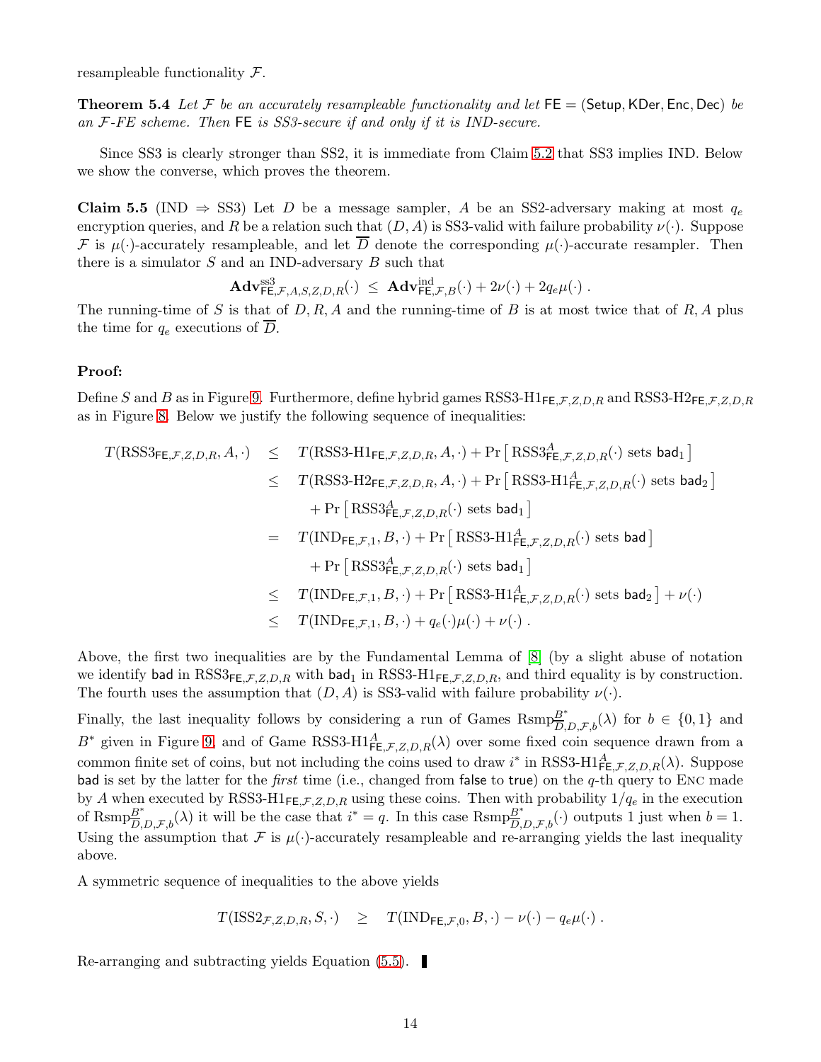resampleable functionality $\mathcal{F}$.

**Theorem 5.4** *Let $\mathcal{F}$ be an accurately resampleable functionality and let $\mathsf{FE} = (\mathsf{Setup}, \mathsf{KDer}, \mathsf{Enc}, \mathsf{Dec})$ be an $\mathcal{F}$-FE scheme. Then* $\mathsf{FE}$ *is SS3-secure if and only if it is IND-secure.*

Since SS3 is clearly stronger than SS2, it is immediate from Claim 5.2 that SS3 implies IND. Below we show the converse, which proves the theorem.

**Claim 5.5** (IND $\Rightarrow$ SS3) Let $D$ be a message sampler, $A$ be an SS2-adversary making at most $q_e$ encryption queries, and $R$ be a relation such that $(D, A)$ is SS3-valid with failure probability $\nu(\cdot)$. Suppose $\mathcal{F}$ is $\mu(\cdot)$-accurately resampleable, and let $\overline{D}$ denote the corresponding $\mu(\cdot)$-accurate resampler. Then there is a simulator $S$ and an IND-adversary $B$ such that

$$\mathbf{Adv}^{\mathrm{ss3}}_{\mathsf{FE},\mathcal{F},A,S,Z,D,R}(\cdot) \;\leq\; \mathbf{Adv}^{\mathrm{ind}}_{\mathsf{FE},\mathcal{F},B}(\cdot) + 2\nu(\cdot) + 2q_e\mu(\cdot)\;.$$

The running-time of $S$ is that of $D, R, A$ and the running-time of $B$ is at most twice that of $R, A$ plus the time for $q_e$ executions of $\overline{D}$.

**Proof:**

Define $S$ and $B$ as in Figure 9. Furthermore, define hybrid games $\mathrm{RSS3\text{-}H1}_{\mathsf{FE},\mathcal{F},Z,D,R}$ and $\mathrm{RSS3\text{-}H2}_{\mathsf{FE},\mathcal{F},Z,D,R}$ as in Figure 8. Below we justify the following sequence of inequalities:

$$\begin{aligned}
T(\mathrm{RSS3}_{\mathsf{FE},\mathcal{F},Z,D,R}, A, \cdot) \;&\leq\; T(\mathrm{RSS3\text{-}H1}_{\mathsf{FE},\mathcal{F},Z,D,R}, A, \cdot) + \Pr\left[\,\mathrm{RSS3}^{A}_{\mathsf{FE},\mathcal{F},Z,D,R}(\cdot) \text{ sets } \mathsf{bad}_1\,\right] \\
&\leq\; T(\mathrm{RSS3\text{-}H2}_{\mathsf{FE},\mathcal{F},Z,D,R}, A, \cdot) + \Pr\left[\,\mathrm{RSS3\text{-}H1}^{A}_{\mathsf{FE},\mathcal{F},Z,D,R}(\cdot) \text{ sets } \mathsf{bad}_2\,\right] \\
&\qquad + \Pr\left[\,\mathrm{RSS3}^{A}_{\mathsf{FE},\mathcal{F},Z,D,R}(\cdot) \text{ sets } \mathsf{bad}_1\,\right] \\
&=\; T(\mathrm{IND}_{\mathsf{FE},\mathcal{F},1}, B, \cdot) + \Pr\left[\,\mathrm{RSS3\text{-}H1}^{A}_{\mathsf{FE},\mathcal{F},Z,D,R}(\cdot) \text{ sets } \mathsf{bad}\,\right] \\
&\qquad + \Pr\left[\,\mathrm{RSS3}^{A}_{\mathsf{FE},\mathcal{F},Z,D,R}(\cdot) \text{ sets } \mathsf{bad}_1\,\right] \\
&\leq\; T(\mathrm{IND}_{\mathsf{FE},\mathcal{F},1}, B, \cdot) + \Pr\left[\,\mathrm{RSS3\text{-}H1}^{A}_{\mathsf{FE},\mathcal{F},Z,D,R}(\cdot) \text{ sets } \mathsf{bad}_2\,\right] + \nu(\cdot) \\
&\leq\; T(\mathrm{IND}_{\mathsf{FE},\mathcal{F},1}, B, \cdot) + q_e(\cdot)\mu(\cdot) + \nu(\cdot)\;.
\end{aligned}$$

Above, the first two inequalities are by the Fundamental Lemma of [8] (by a slight abuse of notation we identify $\mathsf{bad}$ in $\mathrm{RSS3}_{\mathsf{FE},\mathcal{F},Z,D,R}$ with $\mathsf{bad}_1$ in $\mathrm{RSS3\text{-}H1}_{\mathsf{FE},\mathcal{F},Z,D,R}$, and third equality is by construction. The fourth uses the assumption that $(D, A)$ is SS3-valid with failure probability $\nu(\cdot)$.

Finally, the last inequality follows by considering a run of Games $\mathrm{Rsmp}^{B^*}_{\overline{D},D,\mathcal{F},b}(\lambda)$ for $b \in \{0, 1\}$ and $B^*$ given in Figure 9, and of Game $\mathrm{RSS3\text{-}H1}^{A}_{\mathsf{FE},\mathcal{F},Z,D,R}(\lambda)$ over some fixed coin sequence drawn from a common finite set of coins, but not including the coins used to draw $i^*$ in $\mathrm{RSS3\text{-}H1}^{A}_{\mathsf{FE},\mathcal{F},Z,D,R}(\lambda)$. Suppose $\mathsf{bad}$ is set by the latter for the *first* time (i.e., changed from $\mathsf{false}$ to $\mathsf{true}$) on the $q$-th query to $\textsc{Enc}$ made by $A$ when executed by $\mathrm{RSS3\text{-}H1}_{\mathsf{FE},\mathcal{F},Z,D,R}$ using these coins. Then with probability $1/q_e$ in the execution of $\mathrm{Rsmp}^{B^*}_{\overline{D},D,\mathcal{F},b}(\lambda)$ it will be the case that $i^* = q$. In this case $\mathrm{Rsmp}^{B^*}_{\overline{D},D,\mathcal{F},b}(\cdot)$ outputs 1 just when $b = 1$. Using the assumption that $\mathcal{F}$ is $\mu(\cdot)$-accurately resampleable and re-arranging yields the last inequality above.

A symmetric sequence of inequalities to the above yields

$$T(\mathrm{ISS2}_{\mathcal{F},Z,D,R}, S, \cdot) \quad\geq\quad T(\mathrm{IND}_{\mathsf{FE},\mathcal{F},0}, B, \cdot) - \nu(\cdot) - q_e\mu(\cdot)\;.$$

Re-arranging and subtracting yields Equation (5.5). ∎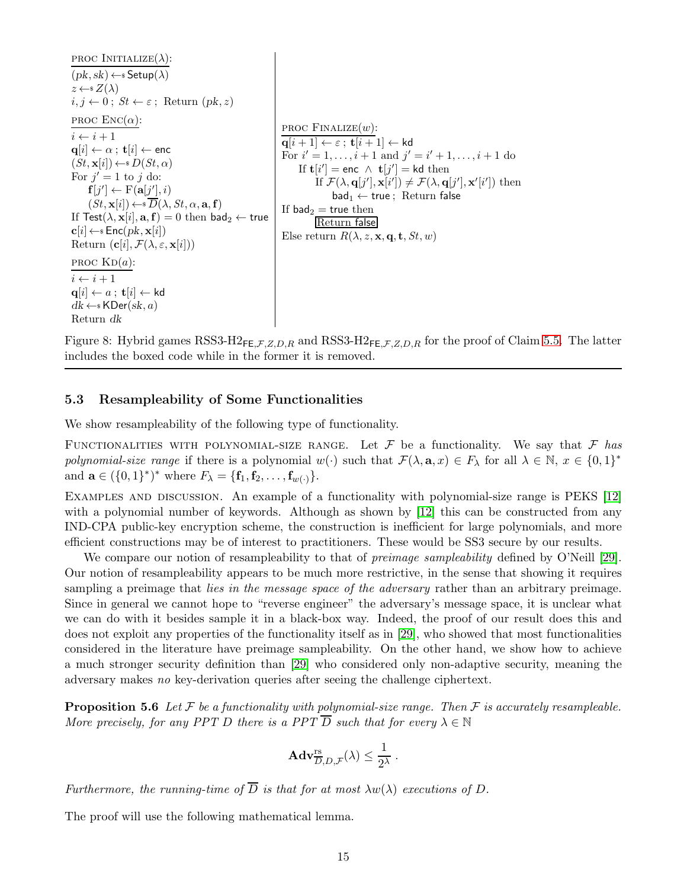```
proc Initialize(λ):
(pk, sk) ←$ Setup(λ)
z ←$ Z(λ)
i, j ← 0 ; St ← ε ; Return (pk, z)

proc Enc(α):
i ← i + 1
q[i] ← α ; t[i] ← enc
(St, x[i]) ←$ D(St, α)
For j' = 1 to j do:
    f[j'] ← F(a[j'], i)
    (St, x[i]) ←$ D̄(λ, St, α, a, f)
If Test(λ, x[i], a, f) = 0 then bad_2 ← true
c[i] ←$ Enc(pk, x[i])
Return (c[i], F(λ, ε, x[i]))

proc Kd(a):
i ← i + 1
q[i] ← a ; t[i] ← kd
dk ←$ KDer(sk, a)
Return dk

proc Finalize(w):
q[i + 1] ← ε ; t[i + 1] ← kd
For i' = 1, ..., i + 1 and j' = i' + 1, ..., i + 1 do
    If t[i'] = enc ∧ t[j'] = kd then
        If F(λ, q[j'], x[i']) ≠ F(λ, q[j'], x'[i']) then
            bad_1 ← true ; Return false
If bad_2 = true then
    [Return false]
Else return R(λ, z, x, q, t, St, w)
```

Figure 8: Hybrid games RSS3-H2$_{\mathsf{FE},\mathcal{F},Z,D,R}$ and RSS3-H2$_{\mathsf{FE},\mathcal{F},Z,D,R}$ for the proof of Claim 5.5. The latter includes the boxed code while in the former it is removed.

### 5.3 Resampleability of Some Functionalities

We show resampleability of the following type of functionality.

Functionalities with polynomial-size range. Let $\mathcal{F}$ be a functionality. We say that $\mathcal{F}$ *has polynomial-size range* if there is a polynomial $w(\cdot)$ such that $\mathcal{F}(\lambda, \mathbf{a}, x) \in F_\lambda$ for all $\lambda \in \mathbb{N}$, $x \in \{0,1\}^*$ and $\mathbf{a} \in (\{0,1\}^*)^*$ where $F_\lambda = \{\mathbf{f}_1, \mathbf{f}_2, \ldots, \mathbf{f}_{w(\cdot)}\}$.

Examples and discussion. An example of a functionality with polynomial-size range is PEKS [12] with a polynomial number of keywords. Although as shown by [12] this can be constructed from any IND-CPA public-key encryption scheme, the construction is inefficient for large polynomials, and more efficient constructions may be of interest to practitioners. These would be SS3 secure by our results.

We compare our notion of resampleability to that of *preimage sampleability* defined by O'Neill [29]. Our notion of resampleability appears to be much more restrictive, in the sense that showing it requires sampling a preimage that *lies in the message space of the adversary* rather than an arbitrary preimage. Since in general we cannot hope to "reverse engineer" the adversary's message space, it is unclear what we can do with it besides sample it in a black-box way. Indeed, the proof of our result does this and does not exploit any properties of the functionality itself as in [29], who showed that most functionalities considered in the literature have preimage sampleability. On the other hand, we show how to achieve a much stronger security definition than [29] who considered only non-adaptive security, meaning the adversary makes *no* key-derivation queries after seeing the challenge ciphertext.

**Proposition 5.6** *Let $\mathcal{F}$ be a functionality with polynomial-size range. Then $\mathcal{F}$ is accurately resampleable. More precisely, for any PPT $D$ there is a PPT $\overline{D}$ such that for every $\lambda \in \mathbb{N}$*

$$\mathbf{Adv}^{\mathrm{rs}}_{\overline{D},D,\mathcal{F}}(\lambda) \leq \frac{1}{2^\lambda} .$$

*Furthermore, the running-time of $\overline{D}$ is that for at most $\lambda w(\lambda)$ executions of $D$.*

The proof will use the following mathematical lemma.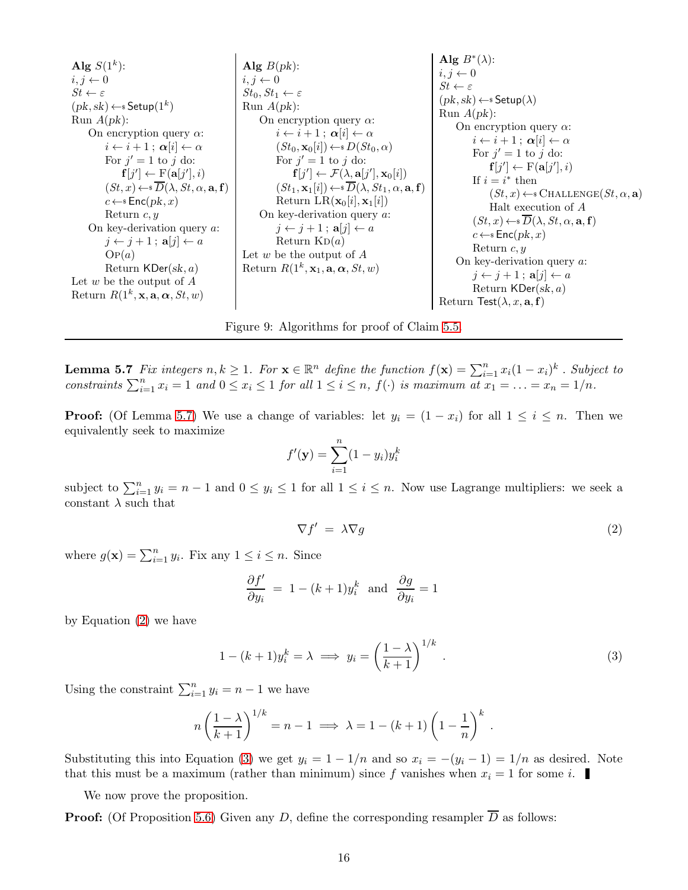```
Alg S(1^k):
i, j ← 0
St ← ε
(pk, sk) ←$ Setup(1^k)
Run A(pk):
    On encryption query α:
        i ← i + 1 ; α[i] ← α
        For j' = 1 to j do:
            f[j'] ← F(a[j'], i)
        (St, x) ←$ D̄(λ, St, α, a, f)
        c ←$ Enc(pk, x)
        Return c, y
    On key-derivation query a:
        j ← j + 1 ; a[j] ← a
        Op(a)
        Return KDer(sk, a)
Let w be the output of A
Return R(1^k, x, a, α, St, w)
```

```
Alg B(pk):
i, j ← 0
St_0, St_1 ← ε
Run A(pk):
    On encryption query α:
        i ← i + 1 ; α[i] ← α
        (St_0, x_0[i]) ←$ D(St_0, α)
        For j' = 1 to j do:
            f[j'] ← F(λ, a[j'], x_0[i])
        (St_1, x_1[i]) ←$ D̄(λ, St_1, α, a, f)
        Return LR(x_0[i], x_1[i])
    On key-derivation query a:
        j ← j + 1 ; a[j] ← a
        Return Kd(a)
Let w be the output of A
Return R(1^k, x_1, a, α, St, w)
```

```
Alg B*(λ):
i, j ← 0
St ← ε
(pk, sk) ←$ Setup(λ)
Run A(pk):
    On encryption query α:
        i ← i + 1 ; α[i] ← α
        For j' = 1 to j do:
            f[j'] ← F(a[j'], i)
        If i = i* then
            (St, x) ←$ Challenge(St, α, a)
            Halt execution of A
        (St, x) ←$ D̄(λ, St, α, a, f)
        c ←$ Enc(pk, x)
        Return c, y
    On key-derivation query a:
        j ← j + 1 ; a[j] ← a
        Return KDer(sk, a)
Return Test(λ, x, a, f)
```

Figure 9: Algorithms for proof of Claim 5.5.

**Lemma 5.7** *Fix integers $n, k \geq 1$. For $\mathbf{x} \in \mathbb{R}^n$ define the function $f(\mathbf{x}) = \sum_{i=1}^{n} x_i(1-x_i)^k$ . Subject to constraints $\sum_{i=1}^{n} x_i = 1$ and $0 \leq x_i \leq 1$ for all $1 \leq i \leq n$, $f(\cdot)$ is maximum at $x_1 = \ldots = x_n = 1/n$.*

**Proof:** (Of Lemma 5.7) We use a change of variables: let $y_i = (1 - x_i)$ for all $1 \leq i \leq n$. Then we equivalently seek to maximize

$$f'(\mathbf{y}) = \sum_{i=1}^{n} (1-y_i) y_i^k$$

subject to $\sum_{i=1}^{n} y_i = n - 1$ and $0 \leq y_i \leq 1$ for all $1 \leq i \leq n$. Now use Lagrange multipliers: we seek a constant $\lambda$ such that

$$\nabla f' \;=\; \lambda \nabla g \tag{2}$$

where $g(\mathbf{x}) = \sum_{i=1}^{n} y_i$. Fix any $1 \leq i \leq n$. Since

$$\frac{\partial f'}{\partial y_i} \;=\; 1 - (k+1) y_i^k \quad \text{and} \quad \frac{\partial g}{\partial y_i} = 1$$

by Equation (2) we have

$$1 - (k+1) y_i^k = \lambda \implies y_i = \left( \frac{1-\lambda}{k+1} \right)^{1/k} . \tag{3}$$

Using the constraint $\sum_{i=1}^{n} y_i = n - 1$ we have

$$n \left( \frac{1-\lambda}{k+1} \right)^{1/k} = n - 1 \implies \lambda = 1 - (k+1) \left( 1 - \frac{1}{n} \right)^k .$$

Substituting this into Equation (3) we get $y_i = 1 - 1/n$ and so $x_i = -(y_i - 1) = 1/n$ as desired. Note that this must be a maximum (rather than minimum) since $f$ vanishes when $x_i = 1$ for some $i$. ∎

We now prove the proposition.

**Proof:** (Of Proposition 5.6) Given any $D$, define the corresponding resampler $\overline{D}$ as follows: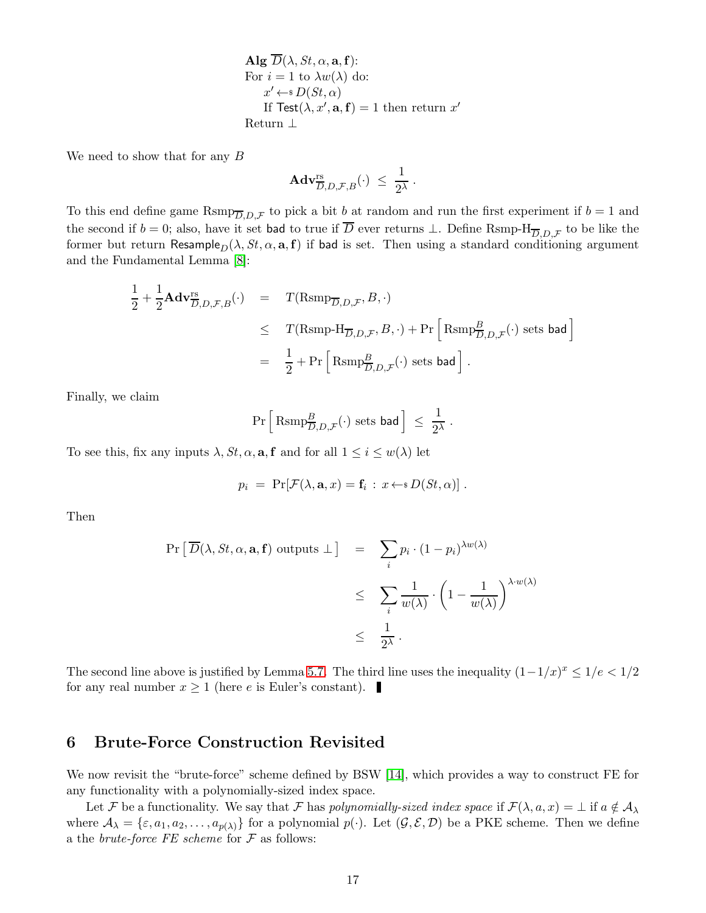**Alg** $\overline{D}(\lambda, St, \alpha, \mathbf{a}, \mathbf{f})$:
For $i = 1$ to $\lambda w(\lambda)$ do:
  $x' \leftarrow\!\!\$\, D(St, \alpha)$
  If $\mathsf{Test}(\lambda, x', \mathbf{a}, \mathbf{f}) = 1$ then return $x'$
Return $\perp$

We need to show that for any $B$

$$\mathbf{Adv}^{\mathrm{rs}}_{\overline{D},D,\mathcal{F},B}(\cdot) \;\leq\; \frac{1}{2^\lambda}\,.$$

To this end define game $\mathrm{Rsmp}_{\overline{D},D,\mathcal{F}}$ to pick a bit $b$ at random and run the first experiment if $b = 1$ and the second if $b = 0$; also, have it set bad to true if $\overline{D}$ ever returns $\perp$. Define $\mathrm{Rsmp\text{-}H}_{\overline{D},D,\mathcal{F}}$ to be like the former but return $\mathsf{Resample}_D(\lambda, St, \alpha, \mathbf{a}, \mathbf{f})$ if bad is set. Then using a standard conditioning argument and the Fundamental Lemma [8]:

$$\begin{aligned}
\frac{1}{2} + \frac{1}{2}\mathbf{Adv}^{\mathrm{rs}}_{\overline{D},D,\mathcal{F},B}(\cdot) &= T(\mathrm{Rsmp}_{\overline{D},D,\mathcal{F}}, B, \cdot) \\
&\leq T(\mathrm{Rsmp\text{-}H}_{\overline{D},D,\mathcal{F}}, B, \cdot) + \Pr\left[\,\mathrm{Rsmp}^{B}_{\overline{D},D,\mathcal{F}}(\cdot) \text{ sets } \mathsf{bad}\,\right] \\
&= \frac{1}{2} + \Pr\left[\,\mathrm{Rsmp}^{B}_{\overline{D},D,\mathcal{F}}(\cdot) \text{ sets } \mathsf{bad}\,\right].
\end{aligned}$$

Finally, we claim

$$\Pr\left[\,\mathrm{Rsmp}^{B}_{\overline{D},D,\mathcal{F}}(\cdot) \text{ sets } \mathsf{bad}\,\right] \;\leq\; \frac{1}{2^\lambda}\,.$$

To see this, fix any inputs $\lambda, St, \alpha, \mathbf{a}, \mathbf{f}$ and for all $1 \leq i \leq w(\lambda)$ let

$$p_i \;=\; \Pr[\mathcal{F}(\lambda, \mathbf{a}, x) = \mathbf{f}_i \,:\, x \leftarrow\!\!\$\, D(St, \alpha)]\,.$$

Then

$$\begin{aligned}
\Pr\left[\,\overline{D}(\lambda, St, \alpha, \mathbf{a}, \mathbf{f}) \text{ outputs } \perp\,\right] &= \sum_i p_i \cdot (1 - p_i)^{\lambda w(\lambda)} \\
&\leq \sum_i \frac{1}{w(\lambda)} \cdot \left(1 - \frac{1}{w(\lambda)}\right)^{\lambda \cdot w(\lambda)} \\
&\leq \frac{1}{2^\lambda}\,.
\end{aligned}$$

The second line above is justified by Lemma 5.7. The third line uses the inequality $(1-1/x)^x \leq 1/e < 1/2$ for any real number $x \geq 1$ (here $e$ is Euler's constant). ∎

## 6 Brute-Force Construction Revisited

We now revisit the "brute-force" scheme defined by BSW [14], which provides a way to construct FE for any functionality with a polynomially-sized index space.

Let $\mathcal{F}$ be a functionality. We say that $\mathcal{F}$ has *polynomially-sized index space* if $\mathcal{F}(\lambda, a, x) = \perp$ if $a \notin \mathcal{A}_\lambda$ where $\mathcal{A}_\lambda = \{\varepsilon, a_1, a_2, \ldots, a_{p(\lambda)}\}$ for a polynomial $p(\cdot)$. Let $(\mathcal{G}, \mathcal{E}, \mathcal{D})$ be a PKE scheme. Then we define a the *brute-force FE scheme* for $\mathcal{F}$ as follows: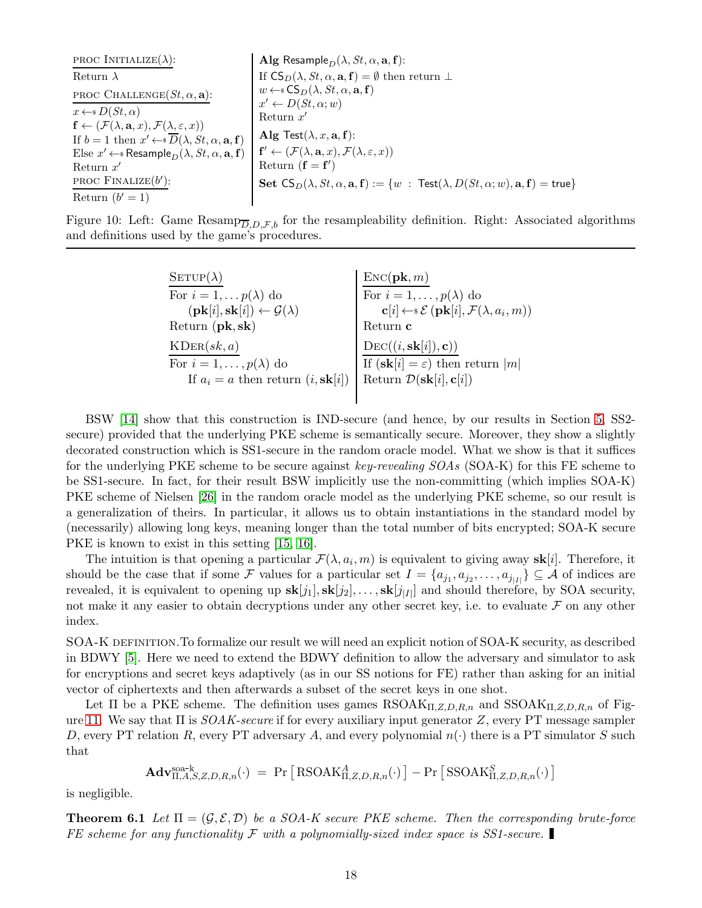```
PROC INITIALIZE(λ):
Return λ

PROC CHALLENGE(St, α, a):
x ←$ D(St, α)
f ← (F(λ, a, x), F(λ, ε, x))
If b = 1 then x' ←$ D̄(λ, St, α, a, f)
Else x' ←$ Resample_D(λ, St, α, a, f)
Return x'

PROC FINALIZE(b'):
Return (b' = 1)
```

```
Alg Resample_D(λ, St, α, a, f):
If CS_D(λ, St, α, a, f) = ∅ then return ⊥
w ←$ CS_D(λ, St, α, a, f)
x' ← D(St, α; w)
Return x'

Alg Test(λ, x, a, f):
f' ← (F(λ, a, x), F(λ, ε, x))
Return (f = f')

Set CS_D(λ, St, α, a, f) := {w : Test(λ, D(St, α; w), a, f) = true}
```

Figure 10: Left: Game $\text{Resamp}_{\overline{D},D,\mathcal{F},b}$ for the resampleability definition. Right: Associated algorithms and definitions used by the game's procedures.

```
SETUP(λ)
For i = 1, ... p(λ) do
    (pk[i], sk[i]) ← G(λ)
Return (pk, sk)

KDER(sk, a)
For i = 1, ..., p(λ) do
    If a_i = a then return (i, sk[i])
```

```
ENC(pk, m)
For i = 1, ..., p(λ) do
    c[i] ←$ E(pk[i], F(λ, a_i, m))
Return c

DEC((i, sk[i]), c))
If (sk[i] = ε) then return |m|
Return D(sk[i], c[i])
```

BSW [14] show that this construction is IND-secure (and hence, by our results in Section 5, SS2-secure) provided that the underlying PKE scheme is semantically secure. Moreover, they show a slightly decorated construction which is SS1-secure in the random oracle model. What we show is that it suffices for the underlying PKE scheme to be secure against *key-revealing SOAs* (SOA-K) for this FE scheme to be SS1-secure. In fact, for their result BSW implicitly use the non-committing (which implies SOA-K) PKE scheme of Nielsen [26] in the random oracle model as the underlying PKE scheme, so our result is a generalization of theirs. In particular, it allows us to obtain instantiations in the standard model by (necessarily) allowing long keys, meaning longer than the total number of bits encrypted; SOA-K secure PKE is known to exist in this setting [15, 16].

The intuition is that opening a particular $\mathcal{F}(\lambda, a_i, m)$ is equivalent to giving away $\mathbf{sk}[i]$. Therefore, it should be the case that if some $\mathcal{F}$ values for a particular set $I = \{a_{j_1}, a_{j_2}, \ldots, a_{j_{|I|}}\} \subseteq \mathcal{A}$ of indices are revealed, it is equivalent to opening up $\mathbf{sk}[j_1], \mathbf{sk}[j_2], \ldots, \mathbf{sk}[j_{|I|}]$ and should therefore, by SOA security, not make it any easier to obtain decryptions under any other secret key, i.e. to evaluate $\mathcal{F}$ on any other index.

SOA-K DEFINITION. To formalize our result we will need an explicit notion of SOA-K security, as described in BDWY [5]. Here we need to extend the BDWY definition to allow the adversary and simulator to ask for encryptions and secret keys adaptively (as in our SS notions for FE) rather than asking for an initial vector of ciphertexts and then afterwards a subset of the secret keys in one shot.

Let $\Pi$ be a PKE scheme. The definition uses games $\text{RSOAK}_{\Pi,Z,D,R,n}$ and $\text{SSOAK}_{\Pi,Z,D,R,n}$ of Figure 11. We say that $\Pi$ is *SOAK-secure* if for every auxiliary input generator $Z$, every PT message sampler $D$, every PT relation $R$, every PT adversary $A$, and every polynomial $n(\cdot)$ there is a PT simulator $S$ such that

$$\mathbf{Adv}^{\text{soa-k}}_{\Pi,A,S,Z,D,R,n}(\cdot) = \Pr\left[\text{RSOAK}^{A}_{\Pi,Z,D,R,n}(\cdot)\right] - \Pr\left[\text{SSOAK}^{S}_{\Pi,Z,D,R,n}(\cdot)\right]$$

is negligible.

**Theorem 6.1** *Let $\Pi = (\mathcal{G}, \mathcal{E}, \mathcal{D})$ be a SOA-K secure PKE scheme. Then the corresponding brute-force FE scheme for any functionality $\mathcal{F}$ with a polynomially-sized index space is SS1-secure.* ∎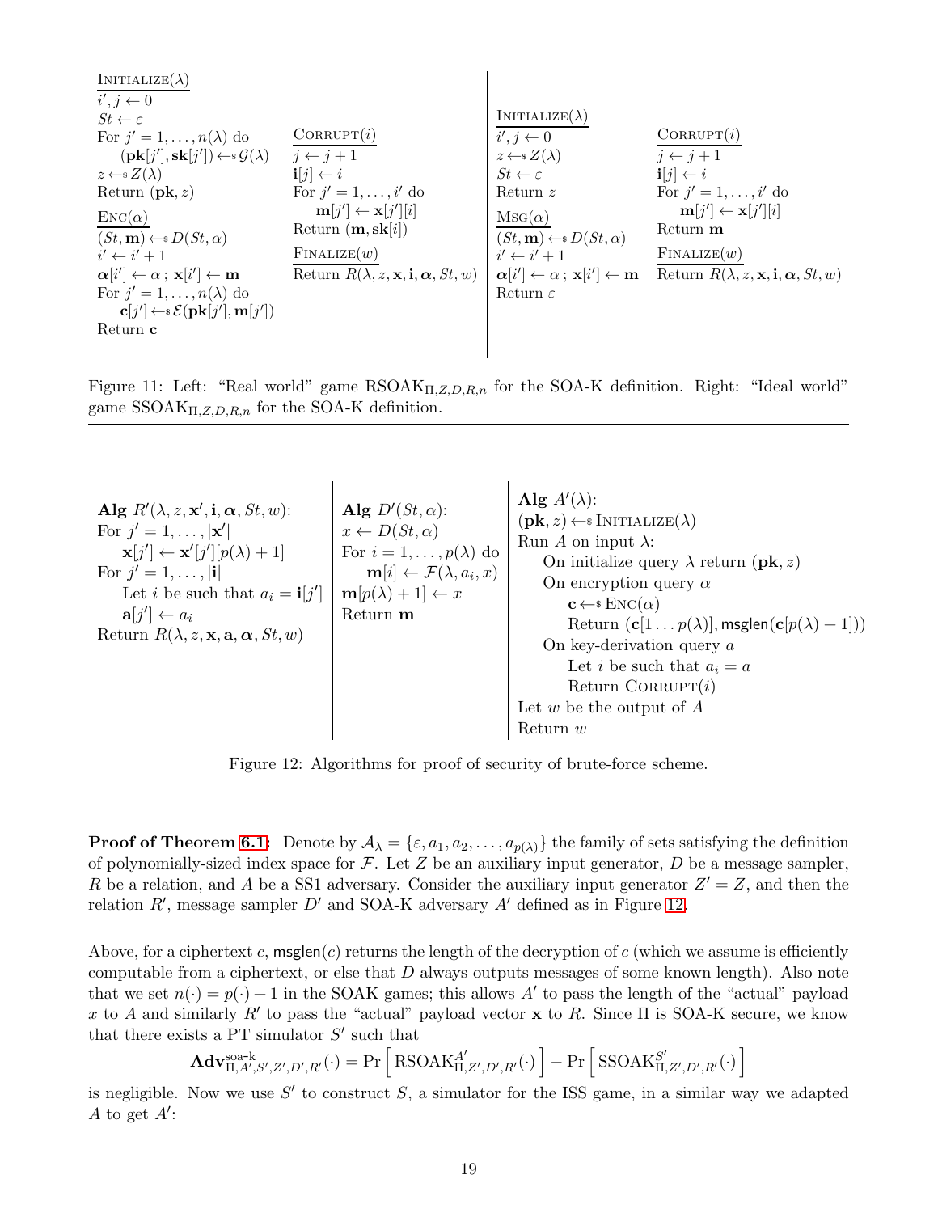```
INITIALIZE(λ)
i′, j ← 0
St ← ε
For j′ = 1, ..., n(λ) do
    (pk[j′], sk[j′]) ←$ G(λ)
z ←$ Z(λ)
Return (pk, z)

ENC(α)
(St, m) ←$ D(St, α)
i′ ← i′ + 1
α[i′] ← α ; x[i′] ← m
For j′ = 1, ..., n(λ) do
    c[j′] ←$ E(pk[j′], m[j′])
Return c

CORRUPT(i)
j ← j + 1
i[j] ← i
For j′ = 1, ..., i′ do
    m[j′] ← x[j′][i]
Return (m, sk[i])

FINALIZE(w)
Return R(λ, z, x, i, α, St, w)
```

```
INITIALIZE(λ)
i′, j ← 0
z ←$ Z(λ)
St ← ε
Return z

MSG(α)
(St, m) ←$ D(St, α)
i′ ← i′ + 1
α[i′] ← α ; x[i′] ← m
Return ε

CORRUPT(i)
j ← j + 1
i[j] ← i
For j′ = 1, ..., i′ do
    m[j′] ← x[j′][i]
Return m

FINALIZE(w)
Return R(λ, z, x, i, α, St, w)
```

Figure 11: Left: "Real world" game $\mathrm{RSOAK}_{\Pi,Z,D,R,n}$ for the SOA-K definition. Right: "Ideal world" game $\mathrm{SSOAK}_{\Pi,Z,D,R,n}$ for the SOA-K definition.

```
Alg R′(λ, z, x′, i, α, St, w):
For j′ = 1, ..., |x′|
    x[j′] ← x′[j′][p(λ) + 1]
For j′ = 1, ..., |i|
    Let i be such that a_i = i[j′]
    a[j′] ← a_i
Return R(λ, z, x, a, α, St, w)
```

```
Alg D′(St, α):
x ← D(St, α)
For i = 1, ..., p(λ) do
    m[i] ← F(λ, a_i, x)
m[p(λ) + 1] ← x
Return m
```

```
Alg A′(λ):
(pk, z) ←$ INITIALIZE(λ)
Run A on input λ:
    On initialize query λ return (pk, z)
    On encryption query α
        c ←$ ENC(α)
        Return (c[1 ... p(λ)], msglen(c[p(λ) + 1]))
    On key-derivation query a
        Let i be such that a_i = a
        Return CORRUPT(i)
Let w be the output of A
Return w
```

Figure 12: Algorithms for proof of security of brute-force scheme.

**Proof of Theorem 6.1:** Denote by $\mathcal{A}_\lambda = \{\varepsilon, a_1, a_2, \ldots, a_{p(\lambda)}\}$ the family of sets satisfying the definition of polynomially-sized index space for $\mathcal{F}$. Let $Z$ be an auxiliary input generator, $D$ be a message sampler, $R$ be a relation, and $A$ be a SS1 adversary. Consider the auxiliary input generator $Z' = Z$, and then the relation $R'$, message sampler $D'$ and SOA-K adversary $A'$ defined as in Figure 12.

Above, for a ciphertext $c$, $\mathsf{msglen}(c)$ returns the length of the decryption of $c$ (which we assume is efficiently computable from a ciphertext, or else that $D$ always outputs messages of some known length). Also note that we set $n(\cdot) = p(\cdot) + 1$ in the SOAK games; this allows $A'$ to pass the length of the "actual" payload $x$ to $A$ and similarly $R'$ to pass the "actual" payload vector $\mathbf{x}$ to $R$. Since $\Pi$ is SOA-K secure, we know that there exists a PT simulator $S'$ such that

$$\mathbf{Adv}^{\text{soa-k}}_{\Pi,A',S',Z',D',R'}(\cdot) = \Pr\left[\,\mathrm{RSOAK}^{A'}_{\Pi,Z',D',R'}(\cdot)\,\right] - \Pr\left[\,\mathrm{SSOAK}^{S'}_{\Pi,Z',D',R'}(\cdot)\,\right]$$

is negligible. Now we use $S'$ to construct $S$, a simulator for the ISS game, in a similar way we adapted $A$ to get $A'$: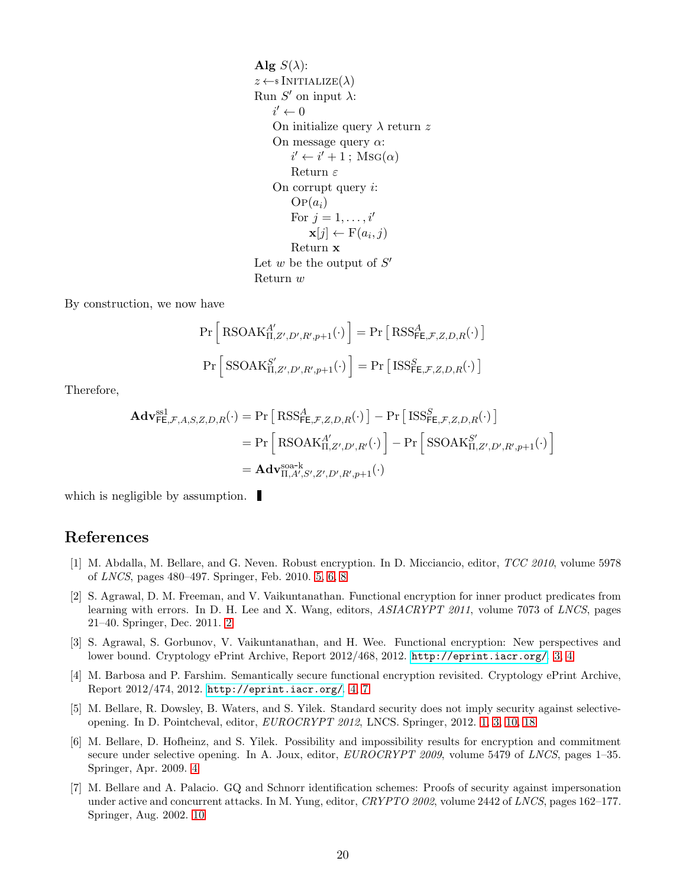**Alg** $S(\lambda)$:
$z \leftarrow\$ \textsc{Initialize}(\lambda)$
Run $S'$ on input $\lambda$:
  $i' \leftarrow 0$
  On initialize query $\lambda$ return $z$
  On message query $\alpha$:
    $i' \leftarrow i' + 1$ ; $\textsc{Msg}(\alpha)$
    Return $\varepsilon$
  On corrupt query $i$:
    $\textsc{Op}(a_i)$
    For $j = 1, \ldots, i'$
      $\mathbf{x}[j] \leftarrow \mathrm{F}(a_i, j)$
    Return $\mathbf{x}$
Let $w$ be the output of $S'$
Return $w$

By construction, we now have

$$\Pr\left[\,\mathrm{RSOAK}^{A'}_{\Pi,Z',D',R',p+1}(\cdot)\,\right] = \Pr\left[\,\mathrm{RSS}^{A}_{\mathsf{FE},\mathcal{F},Z,D,R}(\cdot)\,\right]$$

$$\Pr\left[\,\mathrm{SSOAK}^{S'}_{\Pi,Z',D',R',p+1}(\cdot)\,\right] = \Pr\left[\,\mathrm{ISS}^{S}_{\mathsf{FE},\mathcal{F},Z,D,R}(\cdot)\,\right]$$

Therefore,

$$\begin{aligned}
\mathbf{Adv}^{\mathrm{ss1}}_{\mathsf{FE},\mathcal{F},A,S,Z,D,R}(\cdot) &= \Pr\left[\,\mathrm{RSS}^{A}_{\mathsf{FE},\mathcal{F},Z,D,R}(\cdot)\,\right] - \Pr\left[\,\mathrm{ISS}^{S}_{\mathsf{FE},\mathcal{F},Z,D,R}(\cdot)\,\right] \\
&= \Pr\left[\,\mathrm{RSOAK}^{A'}_{\Pi,Z',D',R'}(\cdot)\,\right] - \Pr\left[\,\mathrm{SSOAK}^{S'}_{\Pi,Z',D',R',p+1}(\cdot)\,\right] \\
&= \mathbf{Adv}^{\text{soa-k}}_{\Pi,A',S',Z',D',R',p+1}(\cdot)
\end{aligned}$$

which is negligible by assumption. ∎

## References

[1] M. Abdalla, M. Bellare, and G. Neven. Robust encryption. In D. Micciancio, editor, *TCC 2010*, volume 5978 of *LNCS*, pages 480–497. Springer, Feb. 2010. 5, 6, 8

[2] S. Agrawal, D. M. Freeman, and V. Vaikuntanathan. Functional encryption for inner product predicates from learning with errors. In D. H. Lee and X. Wang, editors, *ASIACRYPT 2011*, volume 7073 of *LNCS*, pages 21–40. Springer, Dec. 2011. 2

[3] S. Agrawal, S. Gorbunov, V. Vaikuntanathan, and H. Wee. Functional encryption: New perspectives and lower bound. Cryptology ePrint Archive, Report 2012/468, 2012. http://eprint.iacr.org/. 3, 4

[4] M. Barbosa and P. Farshim. Semantically secure functional encryption revisited. Cryptology ePrint Archive, Report 2012/474, 2012. http://eprint.iacr.org/. 4, 7

[5] M. Bellare, R. Dowsley, B. Waters, and S. Yilek. Standard security does not imply security against selective-opening. In D. Pointcheval, editor, *EUROCRYPT 2012*, LNCS. Springer, 2012. 1, 3, 10, 18

[6] M. Bellare, D. Hofheinz, and S. Yilek. Possibility and impossibility results for encryption and commitment secure under selective opening. In A. Joux, editor, *EUROCRYPT 2009*, volume 5479 of *LNCS*, pages 1–35. Springer, Apr. 2009. 4

[7] M. Bellare and A. Palacio. GQ and Schnorr identification schemes: Proofs of security against impersonation under active and concurrent attacks. In M. Yung, editor, *CRYPTO 2002*, volume 2442 of *LNCS*, pages 162–177. Springer, Aug. 2002. 10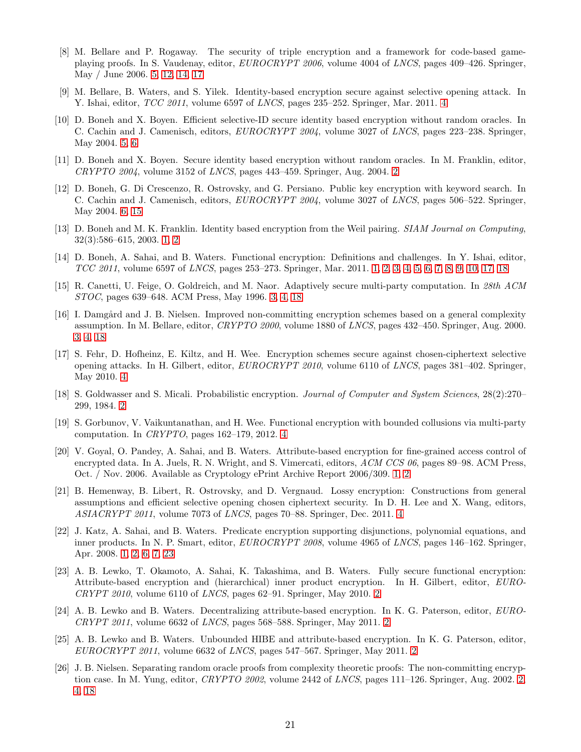[8] M. Bellare and P. Rogaway. The security of triple encryption and a framework for code-based game-playing proofs. In S. Vaudenay, editor, *EUROCRYPT 2006*, volume 4004 of *LNCS*, pages 409–426. Springer, May / June 2006. 5, 12, 14, 17

[9] M. Bellare, B. Waters, and S. Yilek. Identity-based encryption secure against selective opening attack. In Y. Ishai, editor, *TCC 2011*, volume 6597 of *LNCS*, pages 235–252. Springer, Mar. 2011. 4

[10] D. Boneh and X. Boyen. Efficient selective-ID secure identity based encryption without random oracles. In C. Cachin and J. Camenisch, editors, *EUROCRYPT 2004*, volume 3027 of *LNCS*, pages 223–238. Springer, May 2004. 5, 6

[11] D. Boneh and X. Boyen. Secure identity based encryption without random oracles. In M. Franklin, editor, *CRYPTO 2004*, volume 3152 of *LNCS*, pages 443–459. Springer, Aug. 2004. 2

[12] D. Boneh, G. Di Crescenzo, R. Ostrovsky, and G. Persiano. Public key encryption with keyword search. In C. Cachin and J. Camenisch, editors, *EUROCRYPT 2004*, volume 3027 of *LNCS*, pages 506–522. Springer, May 2004. 6, 15

[13] D. Boneh and M. K. Franklin. Identity based encryption from the Weil pairing. *SIAM Journal on Computing*, 32(3):586–615, 2003. 1, 2

[14] D. Boneh, A. Sahai, and B. Waters. Functional encryption: Definitions and challenges. In Y. Ishai, editor, *TCC 2011*, volume 6597 of *LNCS*, pages 253–273. Springer, Mar. 2011. 1, 2, 3, 4, 5, 6, 7, 8, 9, 10, 17, 18

[15] R. Canetti, U. Feige, O. Goldreich, and M. Naor. Adaptively secure multi-party computation. In *28th ACM STOC*, pages 639–648. ACM Press, May 1996. 3, 4, 18

[16] I. Damgård and J. B. Nielsen. Improved non-committing encryption schemes based on a general complexity assumption. In M. Bellare, editor, *CRYPTO 2000*, volume 1880 of *LNCS*, pages 432–450. Springer, Aug. 2000. 3, 4, 18

[17] S. Fehr, D. Hofheinz, E. Kiltz, and H. Wee. Encryption schemes secure against chosen-ciphertext selective opening attacks. In H. Gilbert, editor, *EUROCRYPT 2010*, volume 6110 of *LNCS*, pages 381–402. Springer, May 2010. 4

[18] S. Goldwasser and S. Micali. Probabilistic encryption. *Journal of Computer and System Sciences*, 28(2):270–299, 1984. 2

[19] S. Gorbunov, V. Vaikuntanathan, and H. Wee. Functional encryption with bounded collusions via multi-party computation. In *CRYPTO*, pages 162–179, 2012. 4

[20] V. Goyal, O. Pandey, A. Sahai, and B. Waters. Attribute-based encryption for fine-grained access control of encrypted data. In A. Juels, R. N. Wright, and S. Vimercati, editors, *ACM CCS 06*, pages 89–98. ACM Press, Oct. / Nov. 2006. Available as Cryptology ePrint Archive Report 2006/309. 1, 2

[21] B. Hemenway, B. Libert, R. Ostrovsky, and D. Vergnaud. Lossy encryption: Constructions from general assumptions and efficient selective opening chosen ciphertext security. In D. H. Lee and X. Wang, editors, *ASIACRYPT 2011*, volume 7073 of *LNCS*, pages 70–88. Springer, Dec. 2011. 4

[22] J. Katz, A. Sahai, and B. Waters. Predicate encryption supporting disjunctions, polynomial equations, and inner products. In N. P. Smart, editor, *EUROCRYPT 2008*, volume 4965 of *LNCS*, pages 146–162. Springer, Apr. 2008. 1, 2, 6, 7, 23

[23] A. B. Lewko, T. Okamoto, A. Sahai, K. Takashima, and B. Waters. Fully secure functional encryption: Attribute-based encryption and (hierarchical) inner product encryption. In H. Gilbert, editor, *EUROCRYPT 2010*, volume 6110 of *LNCS*, pages 62–91. Springer, May 2010. 2

[24] A. B. Lewko and B. Waters. Decentralizing attribute-based encryption. In K. G. Paterson, editor, *EUROCRYPT 2011*, volume 6632 of *LNCS*, pages 568–588. Springer, May 2011. 2

[25] A. B. Lewko and B. Waters. Unbounded HIBE and attribute-based encryption. In K. G. Paterson, editor, *EUROCRYPT 2011*, volume 6632 of *LNCS*, pages 547–567. Springer, May 2011. 2

[26] J. B. Nielsen. Separating random oracle proofs from complexity theoretic proofs: The non-committing encryption case. In M. Yung, editor, *CRYPTO 2002*, volume 2442 of *LNCS*, pages 111–126. Springer, Aug. 2002. 2, 4, 18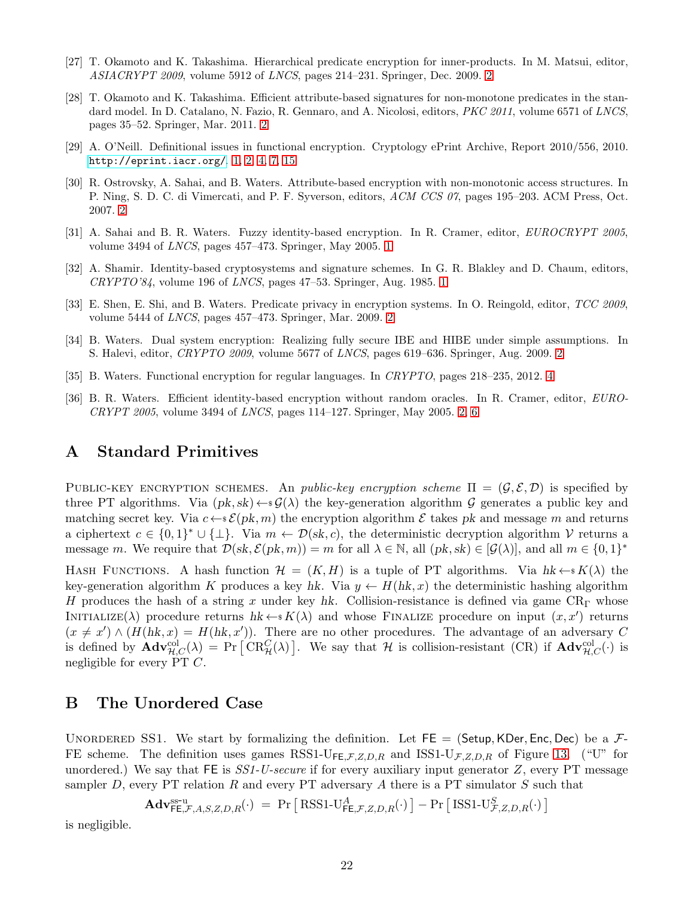[27] T. Okamoto and K. Takashima. Hierarchical predicate encryption for inner-products. In M. Matsui, editor, *ASIACRYPT 2009*, volume 5912 of *LNCS*, pages 214–231. Springer, Dec. 2009. 2

[28] T. Okamoto and K. Takashima. Efficient attribute-based signatures for non-monotone predicates in the standard model. In D. Catalano, N. Fazio, R. Gennaro, and A. Nicolosi, editors, *PKC 2011*, volume 6571 of *LNCS*, pages 35–52. Springer, Mar. 2011. 2

[29] A. O'Neill. Definitional issues in functional encryption. Cryptology ePrint Archive, Report 2010/556, 2010. http://eprint.iacr.org/. 1, 2, 4, 7, 15

[30] R. Ostrovsky, A. Sahai, and B. Waters. Attribute-based encryption with non-monotonic access structures. In P. Ning, S. D. C. di Vimercati, and P. F. Syverson, editors, *ACM CCS 07*, pages 195–203. ACM Press, Oct. 2007. 2

[31] A. Sahai and B. R. Waters. Fuzzy identity-based encryption. In R. Cramer, editor, *EUROCRYPT 2005*, volume 3494 of *LNCS*, pages 457–473. Springer, May 2005. 1

[32] A. Shamir. Identity-based cryptosystems and signature schemes. In G. R. Blakley and D. Chaum, editors, *CRYPTO'84*, volume 196 of *LNCS*, pages 47–53. Springer, Aug. 1985. 1

[33] E. Shen, E. Shi, and B. Waters. Predicate privacy in encryption systems. In O. Reingold, editor, *TCC 2009*, volume 5444 of *LNCS*, pages 457–473. Springer, Mar. 2009. 2

[34] B. Waters. Dual system encryption: Realizing fully secure IBE and HIBE under simple assumptions. In S. Halevi, editor, *CRYPTO 2009*, volume 5677 of *LNCS*, pages 619–636. Springer, Aug. 2009. 2

[35] B. Waters. Functional encryption for regular languages. In *CRYPTO*, pages 218–235, 2012. 4

[36] B. R. Waters. Efficient identity-based encryption without random oracles. In R. Cramer, editor, *EUROCRYPT 2005*, volume 3494 of *LNCS*, pages 114–127. Springer, May 2005. 2, 6

# A Standard Primitives

Public-key encryption schemes. An *public-key encryption scheme* $\Pi = (\mathcal{G}, \mathcal{E}, \mathcal{D})$ is specified by three PT algorithms. Via $(pk, sk) \leftarrow\$\, \mathcal{G}(\lambda)$ the key-generation algorithm $\mathcal{G}$ generates a public key and matching secret key. Via $c \leftarrow\$\, \mathcal{E}(pk, m)$ the encryption algorithm $\mathcal{E}$ takes $pk$ and message $m$ and returns a ciphertext $c \in \{0,1\}^* \cup \{\perp\}$. Via $m \leftarrow \mathcal{D}(sk, c)$, the deterministic decryption algorithm $\mathcal{V}$ returns a message $m$. We require that $\mathcal{D}(sk, \mathcal{E}(pk, m)) = m$ for all $\lambda \in \mathbb{N}$, all $(pk, sk) \in [\mathcal{G}(\lambda)]$, and all $m \in \{0,1\}^*$

Hash Functions. A hash function $\mathcal{H} = (K, H)$ is a tuple of PT algorithms. Via $hk \leftarrow\$\, K(\lambda)$ the key-generation algorithm $K$ produces a key $hk$. Via $y \leftarrow H(hk, x)$ the deterministic hashing algorithm $H$ produces the hash of a string $x$ under key $hk$. Collision-resistance is defined via game $\text{CR}_\Gamma$ whose Initialize($\lambda$) procedure returns $hk \leftarrow\$\, K(\lambda)$ and whose Finalize procedure on input $(x, x')$ returns $(x \neq x') \wedge (H(hk, x) = H(hk, x'))$. There are no other procedures. The advantage of an adversary $C$ is defined by $\mathbf{Adv}^{\text{col}}_{\mathcal{H},C}(\lambda) = \Pr\left[\text{CR}^C_{\mathcal{H}}(\lambda)\right]$. We say that $\mathcal{H}$ is collision-resistant (CR) if $\mathbf{Adv}^{\text{col}}_{\mathcal{H},C}(\cdot)$ is negligible for every PT $C$.

# B The Unordered Case

Unordered SS1. We start by formalizing the definition. Let $\mathsf{FE} = (\mathsf{Setup}, \mathsf{KDer}, \mathsf{Enc}, \mathsf{Dec})$ be a $\mathcal{F}$-FE scheme. The definition uses games $\text{RSS1-U}_{\mathsf{FE},\mathcal{F},Z,D,R}$ and $\text{ISS1-U}_{\mathcal{F},Z,D,R}$ of Figure 13. ("U" for unordered.) We say that $\mathsf{FE}$ is *SS1-U-secure* if for every auxiliary input generator $Z$, every PT message sampler $D$, every PT relation $R$ and every PT adversary $A$ there is a PT simulator $S$ such that

$$\mathbf{Adv}^{\text{ss-u}}_{\mathsf{FE},\mathcal{F},A,S,Z,D,R}(\cdot) = \Pr\left[\text{RSS1-U}^A_{\mathsf{FE},\mathcal{F},Z,D,R}(\cdot)\right] - \Pr\left[\text{ISS1-U}^S_{\mathcal{F},Z,D,R}(\cdot)\right]$$

is negligible.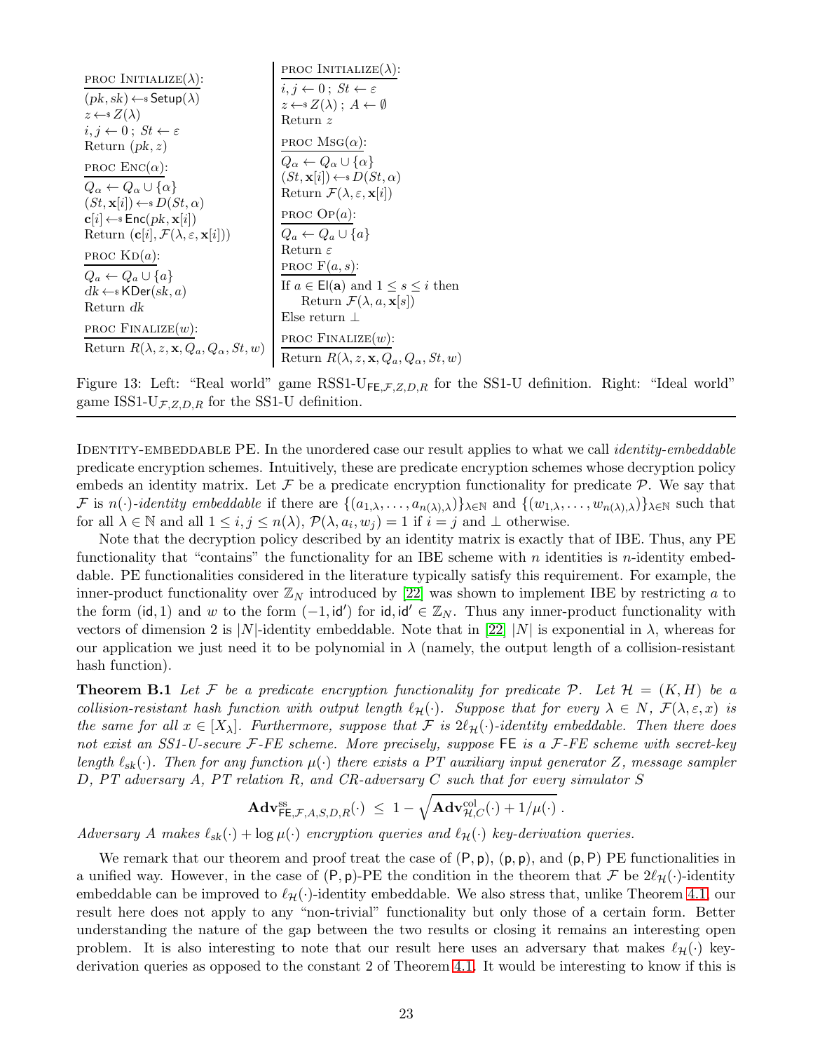| proc Initialize($\lambda$): | proc Initialize($\lambda$): |
|---|---|
| $(pk, sk) \leftarrow\$ \mathsf{Setup}(\lambda)$ | $i, j \leftarrow 0$ ; $St \leftarrow \varepsilon$ |
| $z \leftarrow\$ Z(\lambda)$ | $z \leftarrow\$ Z(\lambda)$ ; $A \leftarrow \emptyset$ |
| $i, j \leftarrow 0$ ; $St \leftarrow \varepsilon$ | Return $z$ |
| Return $(pk, z)$ | |
| proc Enc($\alpha$): | proc Msg($\alpha$): |
| $Q_\alpha \leftarrow Q_\alpha \cup \{\alpha\}$ | $Q_\alpha \leftarrow Q_\alpha \cup \{\alpha\}$ |
| $(St, \mathbf{x}[i]) \leftarrow\$ D(St, \alpha)$ | $(St, \mathbf{x}[i]) \leftarrow\$ D(St, \alpha)$ |
| $\mathbf{c}[i] \leftarrow\$ \mathsf{Enc}(pk, \mathbf{x}[i])$ | Return $\mathcal{F}(\lambda, \varepsilon, \mathbf{x}[i])$ |
| Return $(\mathbf{c}[i], \mathcal{F}(\lambda, \varepsilon, \mathbf{x}[i]))$ | |
| proc Kd($a$): | proc Op($a$): |
| $Q_a \leftarrow Q_a \cup \{a\}$ | $Q_a \leftarrow Q_a \cup \{a\}$ |
| $dk \leftarrow\$ \mathsf{KDer}(sk, a)$ | Return $\varepsilon$ |
| Return $dk$ | proc F($a, s$): |
| | If $a \in \mathsf{El}(\mathbf{a})$ and $1 \le s \le i$ then |
| | Return $\mathcal{F}(\lambda, a, \mathbf{x}[s])$ |
| | Else return $\perp$ |
| proc Finalize($w$): | proc Finalize($w$): |
| Return $R(\lambda, z, \mathbf{x}, Q_a, Q_\alpha, St, w)$ | Return $R(\lambda, z, \mathbf{x}, Q_a, Q_\alpha, St, w)$ |

Figure 13: Left: "Real world" game RSS1-U$_{\mathsf{FE},\mathcal{F},Z,D,R}$ for the SS1-U definition. Right: "Ideal world" game ISS1-U$_{\mathcal{F},Z,D,R}$ for the SS1-U definition.

Identity-embeddable PE. In the unordered case our result applies to what we call *identity-embeddable* predicate encryption schemes. Intuitively, these are predicate encryption schemes whose decryption policy embeds an identity matrix. Let $\mathcal{F}$ be a predicate encryption functionality for predicate $\mathcal{P}$. We say that $\mathcal{F}$ is $n(\cdot)$*-identity embeddable* if there are $\{(a_{1,\lambda}, \ldots, a_{n(\lambda),\lambda})\}_{\lambda \in \mathbb{N}}$ and $\{(w_{1,\lambda}, \ldots, w_{n(\lambda),\lambda})\}_{\lambda \in \mathbb{N}}$ such that for all $\lambda \in \mathbb{N}$ and all $1 \le i, j \le n(\lambda)$, $\mathcal{P}(\lambda, a_i, w_j) = 1$ if $i = j$ and $\perp$ otherwise.

Note that the decryption policy described by an identity matrix is exactly that of IBE. Thus, any PE functionality that "contains" the functionality for an IBE scheme with $n$ identities is $n$-identity embeddable. PE functionalities considered in the literature typically satisfy this requirement. For example, the inner-product functionality over $\mathbb{Z}_N$ introduced by [22] was shown to implement IBE by restricting $a$ to the form $(\mathsf{id}, 1)$ and $w$ to the form $(-1, \mathsf{id}')$ for $\mathsf{id}, \mathsf{id}' \in \mathbb{Z}_N$. Thus any inner-product functionality with vectors of dimension 2 is $|N|$-identity embeddable. Note that in [22] $|N|$ is exponential in $\lambda$, whereas for our application we just need it to be polynomial in $\lambda$ (namely, the output length of a collision-resistant hash function).

**Theorem B.1** *Let $\mathcal{F}$ be a predicate encryption functionality for predicate $\mathcal{P}$. Let $\mathcal{H} = (K, H)$ be a collision-resistant hash function with output length $\ell_{\mathcal{H}}(\cdot)$. Suppose that for every $\lambda \in N$, $\mathcal{F}(\lambda, \varepsilon, x)$ is the same for all $x \in [X_\lambda]$. Furthermore, suppose that $\mathcal{F}$ is $2\ell_{\mathcal{H}}(\cdot)$-identity embeddable. Then there does not exist an SS1-U-secure $\mathcal{F}$-FE scheme. More precisely, suppose $\mathsf{FE}$ is a $\mathcal{F}$-FE scheme with secret-key length $\ell_{\mathrm{sk}}(\cdot)$. Then for any function $\mu(\cdot)$ there exists a PT auxiliary input generator $Z$, message sampler $D$, PT adversary $A$, PT relation $R$, and CR-adversary $C$ such that for every simulator $S$*

$$\mathbf{Adv}^{\mathrm{ss}}_{\mathsf{FE},\mathcal{F},A,S,D,R}(\cdot) \;\le\; 1 - \sqrt{\mathbf{Adv}^{\mathrm{col}}_{\mathcal{H},C}(\cdot) + 1/\mu(\cdot)}\,.$$

*Adversary $A$ makes $\ell_{\mathrm{sk}}(\cdot) + \log \mu(\cdot)$ encryption queries and $\ell_{\mathcal{H}}(\cdot)$ key-derivation queries.*

We remark that our theorem and proof treat the case of $(\mathsf{P}, \mathsf{p})$, $(\mathsf{p}, \mathsf{p})$, and $(\mathsf{p}, \mathsf{P})$ PE functionalities in a unified way. However, in the case of $(\mathsf{P}, \mathsf{p})$-PE the condition in the theorem that $\mathcal{F}$ be $2\ell_{\mathcal{H}}(\cdot)$-identity embeddable can be improved to $\ell_{\mathcal{H}}(\cdot)$-identity embeddable. We also stress that, unlike Theorem 4.1, our result here does not apply to any "non-trivial" functionality but only those of a certain form. Better understanding the nature of the gap between the two results or closing it remains an interesting open problem. It is also interesting to note that our result here uses an adversary that makes $\ell_{\mathcal{H}}(\cdot)$ key-derivation queries as opposed to the constant 2 of Theorem 4.1. It would be interesting to know if this is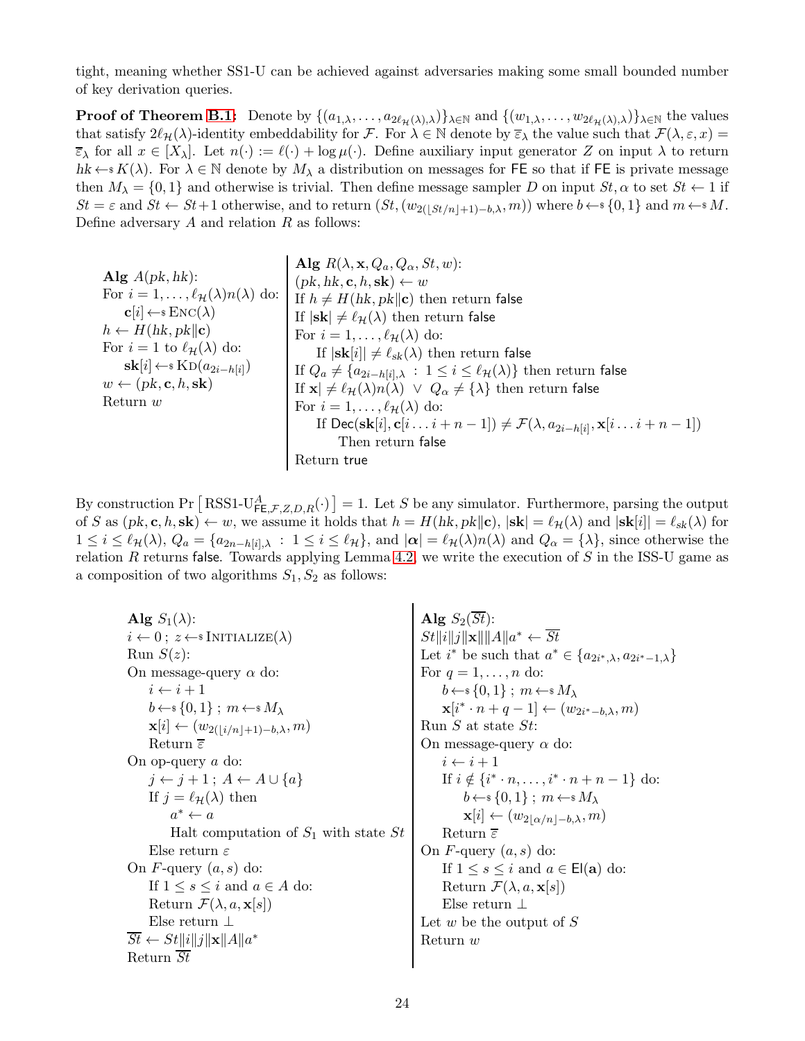tight, meaning whether SS1-U can be achieved against adversaries making some small bounded number of key derivation queries.

**Proof of Theorem B.1:** Denote by $\{(a_{1,\lambda}, \ldots, a_{2\ell_{\mathcal{H}}(\lambda),\lambda})\}_{\lambda \in \mathbb{N}}$ and $\{(w_{1,\lambda}, \ldots, w_{2\ell_{\mathcal{H}}(\lambda),\lambda})\}_{\lambda \in \mathbb{N}}$ the values that satisfy $2\ell_{\mathcal{H}}(\lambda)$-identity embeddability for $\mathcal{F}$. For $\lambda \in \mathbb{N}$ denote by $\overline{\varepsilon}_\lambda$ the value such that $\mathcal{F}(\lambda, \varepsilon, x) = \overline{\varepsilon}_\lambda$ for all $x \in [X_\lambda]$. Let $n(\cdot) := \ell(\cdot) + \log \mu(\cdot)$. Define auxiliary input generator $Z$ on input $\lambda$ to return $hk \leftarrow\!\!\$\, K(\lambda)$. For $\lambda \in \mathbb{N}$ denote by $M_\lambda$ a distribution on messages for $\mathsf{FE}$ so that if $\mathsf{FE}$ is private message then $M_\lambda = \{0, 1\}$ and otherwise is trivial. Then define message sampler $D$ on input $St, \alpha$ to set $St \leftarrow 1$ if $St = \varepsilon$ and $St \leftarrow St+1$ otherwise, and to return $(St, (w_{2(\lfloor St/n \rfloor+1)-b,\lambda}, m))$ where $b \leftarrow\!\!\$\, \{0, 1\}$ and $m \leftarrow\!\!\$\, M$. Define adversary $A$ and relation $R$ as follows:

```
Alg A(pk, hk):
For i = 1, ..., ℓ_H(λ)n(λ) do:
    c[i] ←$ Enc(λ)
h ← H(hk, pk‖c)
For i = 1 to ℓ_H(λ) do:
    sk[i] ←$ Kd(a_{2i−h[i]})
w ← (pk, c, h, sk)
Return w
```

```
Alg R(λ, x, Q_a, Q_α, St, w):
(pk, hk, c, h, sk) ← w
If h ≠ H(hk, pk‖c) then return false
If |sk| ≠ ℓ_H(λ) then return false
For i = 1, ..., ℓ_H(λ) do:
    If |sk[i]| ≠ ℓ_sk(λ) then return false
If Q_a ≠ {a_{2i−h[i],λ} : 1 ≤ i ≤ ℓ_H(λ)} then return false
If x| ≠ ℓ_H(λ)n(λ) ∨ Q_α ≠ {λ} then return false
For i = 1, ..., ℓ_H(λ) do:
    If Dec(sk[i], c[i ... i + n − 1]) ≠ F(λ, a_{2i−h[i]}, x[i ... i + n − 1])
        Then return false
Return true
```

By construction $\Pr\left[\text{RSS1-U}^{A}_{\mathsf{FE},\mathcal{F},Z,D,R}(\cdot)\right] = 1$. Let $S$ be any simulator. Furthermore, parsing the output of $S$ as $(pk, \mathbf{c}, h, \mathbf{sk}) \leftarrow w$, we assume it holds that $h = H(hk, pk\|\mathbf{c})$, $|\mathbf{sk}| = \ell_{\mathcal{H}}(\lambda)$ and $|\mathbf{sk}[i]| = \ell_{sk}(\lambda)$ for $1 \le i \le \ell_{\mathcal{H}}(\lambda)$, $Q_a = \{a_{2n-h[i],\lambda} : 1 \le i \le \ell_{\mathcal{H}}\}$, and $|\boldsymbol{\alpha}| = \ell_{\mathcal{H}}(\lambda)n(\lambda)$ and $Q_\alpha = \{\lambda\}$, since otherwise the relation $R$ returns $\mathsf{false}$. Towards applying Lemma 4.2, we write the execution of $S$ in the ISS-U game as a composition of two algorithms $S_1, S_2$ as follows:

```
Alg S_1(λ):
i ← 0 ; z ←$ Initialize(λ)
Run S(z):
On message-query α do:
    i ← i + 1
    b ←$ {0, 1} ; m ←$ M_λ
    x[i] ← (w_{2(⌊i/n⌋+1)−b,λ}, m)
    Return ε̄
On op-query a do:
    j ← j + 1 ; A ← A ∪ {a}
    If j = ℓ_H(λ) then
        a* ← a
        Halt computation of S_1 with state St
    Else return ε
On F-query (a, s) do:
    If 1 ≤ s ≤ i and a ∈ A do:
    Return F(λ, a, x[s])
    Else return ⊥
St̄ ← St‖i‖j‖x‖A‖a*
Return St̄
```

```
Alg S_2(St̄):
St‖i‖j‖x‖A‖a* ← St̄
Let i* be such that a* ∈ {a_{2i*,λ}, a_{2i*−1,λ}}
For q = 1, ..., n do:
    b ←$ {0, 1} ; m ←$ M_λ
    x[i* · n + q − 1] ← (w_{2i*−b,λ}, m)
Run S at state St:
On message-query α do:
    i ← i + 1
    If i ∉ {i* · n, ..., i* · n + n − 1} do:
        b ←$ {0, 1} ; m ←$ M_λ
        x[i] ← (w_{2⌊α/n⌋−b,λ}, m)
    Return ε̄
On F-query (a, s) do:
    If 1 ≤ s ≤ i and a ∈ El(a) do:
    Return F(λ, a, x[s])
    Else return ⊥
Let w be the output of S
Return w
```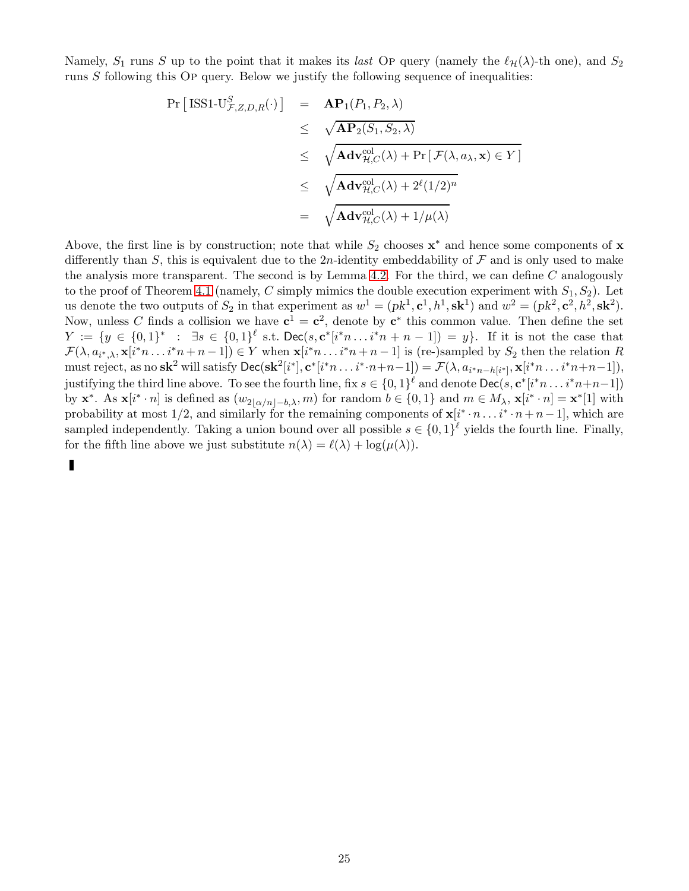Namely, $S_1$ runs $S$ up to the point that it makes its *last* Op query (namely the $\ell_{\mathcal{H}}(\lambda)$-th one), and $S_2$ runs $S$ following this Op query. Below we justify the following sequence of inequalities:

$$
\begin{aligned}
\Pr\left[\, \text{ISS1-U}^{S}_{\mathcal{F},Z,D,R}(\cdot) \,\right] &= \mathbf{AP}_1(P_1, P_2, \lambda) \\
&\le \sqrt{\mathbf{AP}_2(S_1, S_2, \lambda)} \\
&\le \sqrt{\mathbf{Adv}^{\mathrm{col}}_{\mathcal{H},C}(\lambda) + \Pr\left[\, \mathcal{F}(\lambda, a_\lambda, \mathbf{x}) \in Y \,\right]} \\
&\le \sqrt{\mathbf{Adv}^{\mathrm{col}}_{\mathcal{H},C}(\lambda) + 2^{\ell}(1/2)^{n}} \\
&= \sqrt{\mathbf{Adv}^{\mathrm{col}}_{\mathcal{H},C}(\lambda) + 1/\mu(\lambda)}
\end{aligned}
$$

Above, the first line is by construction; note that while $S_2$ chooses $\mathbf{x}^*$ and hence some components of $\mathbf{x}$ differently than $S$, this is equivalent due to the $2n$-identity embeddability of $\mathcal{F}$ and is only used to make the analysis more transparent. The second is by Lemma 4.2. For the third, we can define $C$ analogously to the proof of Theorem 4.1 (namely, $C$ simply mimics the double execution experiment with $S_1, S_2$). Let us denote the two outputs of $S_2$ in that experiment as $w^1 = (pk^1, \mathbf{c}^1, h^1, \mathbf{sk}^1)$ and $w^2 = (pk^2, \mathbf{c}^2, h^2, \mathbf{sk}^2)$. Now, unless $C$ finds a collision we have $\mathbf{c}^1 = \mathbf{c}^2$, denote by $\mathbf{c}^*$ this common value. Then define the set $Y := \{y \in \{0,1\}^* \;:\; \exists s \in \{0,1\}^{\ell} \text{ s.t. } \mathsf{Dec}(s, \mathbf{c}^*[i^*n \ldots i^*n + n - 1]) = y\}$. If it is not the case that $\mathcal{F}(\lambda, a_{i^*,\lambda}, \mathbf{x}[i^*n \ldots i^*n + n - 1]) \in Y$ when $\mathbf{x}[i^*n \ldots i^*n + n - 1]$ is (re-)sampled by $S_2$ then the relation $R$ must reject, as no $\mathbf{sk}^2$ will satisfy $\mathsf{Dec}(\mathbf{sk}^2[i^*], \mathbf{c}^*[i^*n \ldots i^*{\cdot}n{+}n{-}1]) = \mathcal{F}(\lambda, a_{i^*n - h[i^*]}, \mathbf{x}[i^*n \ldots i^*n{+}n{-}1])$, justifying the third line above. To see the fourth line, fix $s \in \{0,1\}^{\ell}$ and denote $\mathsf{Dec}(s, \mathbf{c}^*[i^*n \ldots i^*n{+}n{-}1])$ by $\mathbf{x}^*$. As $\mathbf{x}[i^* \cdot n]$ is defined as $(w_{2\lfloor \alpha/n \rfloor - b, \lambda}, m)$ for random $b \in \{0,1\}$ and $m \in M_\lambda$, $\mathbf{x}[i^* \cdot n] = \mathbf{x}^*[1]$ with probability at most $1/2$, and similarly for the remaining components of $\mathbf{x}[i^* \cdot n \ldots i^* \cdot n + n - 1]$, which are sampled independently. Taking a union bound over all possible $s \in \{0,1\}^{\ell}$ yields the fourth line. Finally, for the fifth line above we just substitute $n(\lambda) = \ell(\lambda) + \log(\mu(\lambda))$.

∎